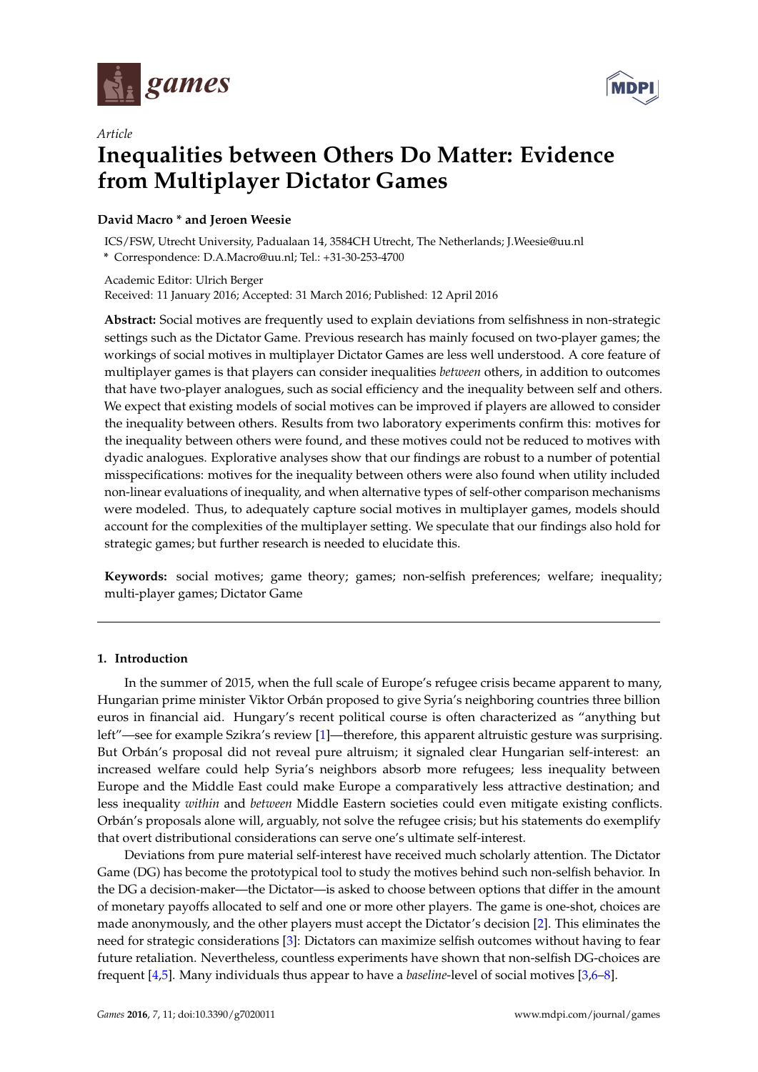*Article*

# Inequalities between Others Do Matter: Evidence from Multiplayer Dictator Games

**David Macro * and Jeroen Weesie**

ICS/FSW, Utrecht University, Padualaan 14, 3584CH Utrecht, The Netherlands; J.Weesie@uu.nl
* Correspondence: D.A.Macro@uu.nl; Tel.: +31-30-253-4700

Academic Editor: Ulrich Berger
Received: 11 January 2016; Accepted: 31 March 2016; Published: 12 April 2016

**Abstract:** Social motives are frequently used to explain deviations from selfishness in non-strategic settings such as the Dictator Game. Previous research has mainly focused on two-player games; the workings of social motives in multiplayer Dictator Games are less well understood. A core feature of multiplayer games is that players can consider inequalities *between* others, in addition to outcomes that have two-player analogues, such as social efficiency and the inequality between self and others. We expect that existing models of social motives can be improved if players are allowed to consider the inequality between others. Results from two laboratory experiments confirm this: motives for the inequality between others were found, and these motives could not be reduced to motives with dyadic analogues. Explorative analyses show that our findings are robust to a number of potential misspecifications: motives for the inequality between others were also found when utility included non-linear evaluations of inequality, and when alternative types of self-other comparison mechanisms were modeled. Thus, to adequately capture social motives in multiplayer games, models should account for the complexities of the multiplayer setting. We speculate that our findings also hold for strategic games; but further research is needed to elucidate this.

**Keywords:** social motives; game theory; games; non-selfish preferences; welfare; inequality; multi-player games; Dictator Game

---

## 1. Introduction

In the summer of 2015, when the full scale of Europe's refugee crisis became apparent to many, Hungarian prime minister Viktor Orbán proposed to give Syria's neighboring countries three billion euros in financial aid. Hungary's recent political course is often characterized as "anything but left"—see for example Szikra's review [1]—therefore, this apparent altruistic gesture was surprising. But Orbán's proposal did not reveal pure altruism; it signaled clear Hungarian self-interest: an increased welfare could help Syria's neighbors absorb more refugees; less inequality between Europe and the Middle East could make Europe a comparatively less attractive destination; and less inequality *within* and *between* Middle Eastern societies could even mitigate existing conflicts. Orbán's proposals alone will, arguably, not solve the refugee crisis; but his statements do exemplify that overt distributional considerations can serve one's ultimate self-interest.

Deviations from pure material self-interest have received much scholarly attention. The Dictator Game (DG) has become the prototypical tool to study the motives behind such non-selfish behavior. In the DG a decision-maker—the Dictator—is asked to choose between options that differ in the amount of monetary payoffs allocated to self and one or more other players. The game is one-shot, choices are made anonymously, and the other players must accept the Dictator's decision [2]. This eliminates the need for strategic considerations [3]: Dictators can maximize selfish outcomes without having to fear future retaliation. Nevertheless, countless experiments have shown that non-selfish DG-choices are frequent [4,5]. Many individuals thus appear to have a *baseline*-level of social motives [3,6–8].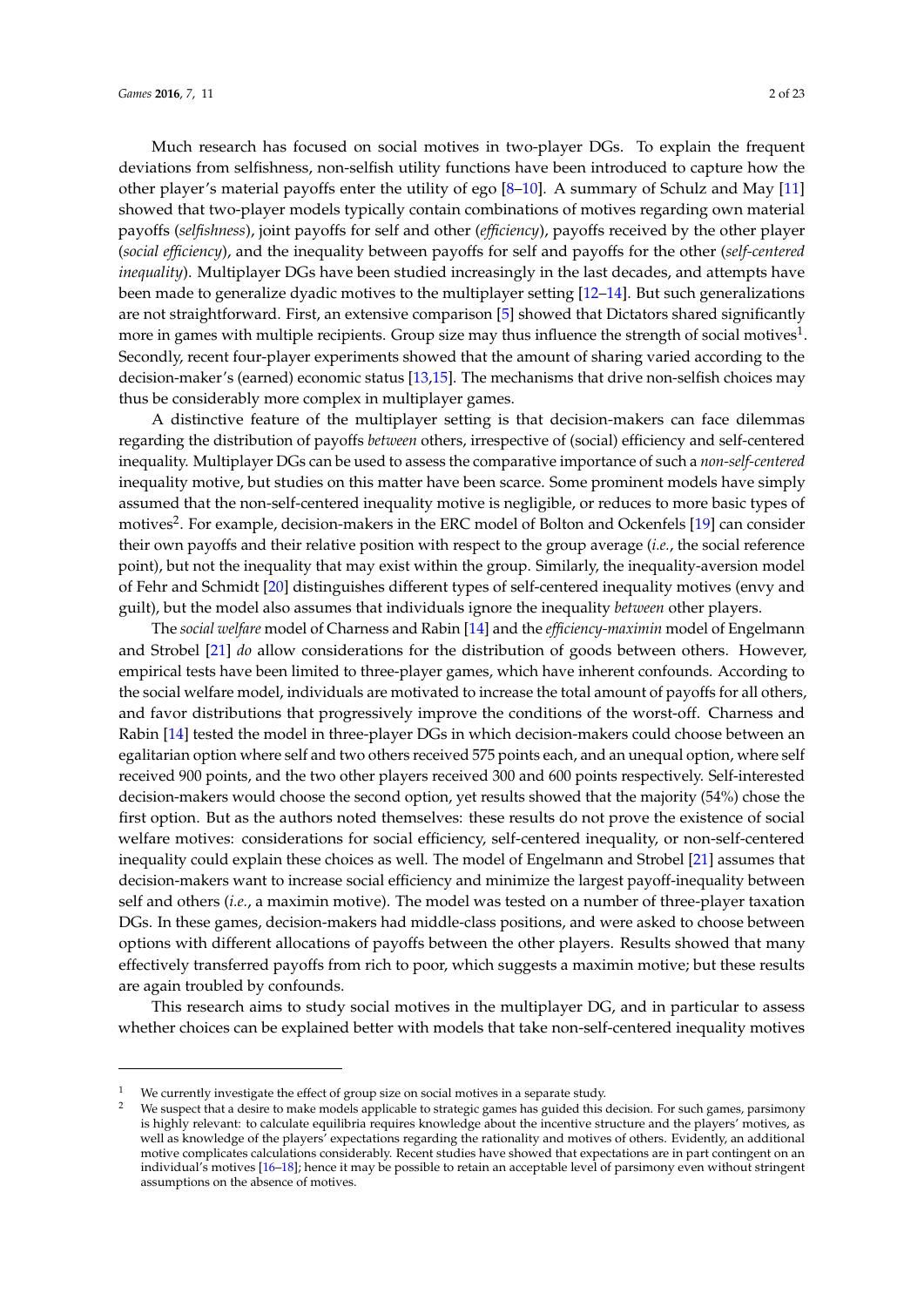Much research has focused on social motives in two-player DGs. To explain the frequent deviations from selfishness, non-selfish utility functions have been introduced to capture how the other player's material payoffs enter the utility of ego [8–10]. A summary of Schulz and May [11] showed that two-player models typically contain combinations of motives regarding own material payoffs (*selfishness*), joint payoffs for self and other (*efficiency*), payoffs received by the other player (*social efficiency*), and the inequality between payoffs for self and payoffs for the other (*self-centered inequality*). Multiplayer DGs have been studied increasingly in the last decades, and attempts have been made to generalize dyadic motives to the multiplayer setting [12–14]. But such generalizations are not straightforward. First, an extensive comparison [5] showed that Dictators shared significantly more in games with multiple recipients. Group size may thus influence the strength of social motives[1]. Secondly, recent four-player experiments showed that the amount of sharing varied according to the decision-maker's (earned) economic status [13,15]. The mechanisms that drive non-selfish choices may thus be considerably more complex in multiplayer games.

A distinctive feature of the multiplayer setting is that decision-makers can face dilemmas regarding the distribution of payoffs *between* others, irrespective of (social) efficiency and self-centered inequality. Multiplayer DGs can be used to assess the comparative importance of such a *non-self-centered* inequality motive, but studies on this matter have been scarce. Some prominent models have simply assumed that the non-self-centered inequality motive is negligible, or reduces to more basic types of motives[2]. For example, decision-makers in the ERC model of Bolton and Ockenfels [19] can consider their own payoffs and their relative position with respect to the group average (*i.e.*, the social reference point), but not the inequality that may exist within the group. Similarly, the inequality-aversion model of Fehr and Schmidt [20] distinguishes different types of self-centered inequality motives (envy and guilt), but the model also assumes that individuals ignore the inequality *between* other players.

The *social welfare* model of Charness and Rabin [14] and the *efficiency-maximin* model of Engelmann and Strobel [21] *do* allow considerations for the distribution of goods between others. However, empirical tests have been limited to three-player games, which have inherent confounds. According to the social welfare model, individuals are motivated to increase the total amount of payoffs for all others, and favor distributions that progressively improve the conditions of the worst-off. Charness and Rabin [14] tested the model in three-player DGs in which decision-makers could choose between an egalitarian option where self and two others received 575 points each, and an unequal option, where self received 900 points, and the two other players received 300 and 600 points respectively. Self-interested decision-makers would choose the second option, yet results showed that the majority (54%) chose the first option. But as the authors noted themselves: these results do not prove the existence of social welfare motives: considerations for social efficiency, self-centered inequality, or non-self-centered inequality could explain these choices as well. The model of Engelmann and Strobel [21] assumes that decision-makers want to increase social efficiency and minimize the largest payoff-inequality between self and others (*i.e.*, a maximin motive). The model was tested on a number of three-player taxation DGs. In these games, decision-makers had middle-class positions, and were asked to choose between options with different allocations of payoffs between the other players. Results showed that many effectively transferred payoffs from rich to poor, which suggests a maximin motive; but these results are again troubled by confounds.

This research aims to study social motives in the multiplayer DG, and in particular to assess whether choices can be explained better with models that take non-self-centered inequality motives

---

[1] We currently investigate the effect of group size on social motives in a separate study.

[2] We suspect that a desire to make models applicable to strategic games has guided this decision. For such games, parsimony is highly relevant: to calculate equilibria requires knowledge about the incentive structure and the players' motives, as well as knowledge of the players' expectations regarding the rationality and motives of others. Evidently, an additional motive complicates calculations considerably. Recent studies have showed that expectations are in part contingent on an individual's motives [16–18]; hence it may be possible to retain an acceptable level of parsimony even without stringent assumptions on the absence of motives.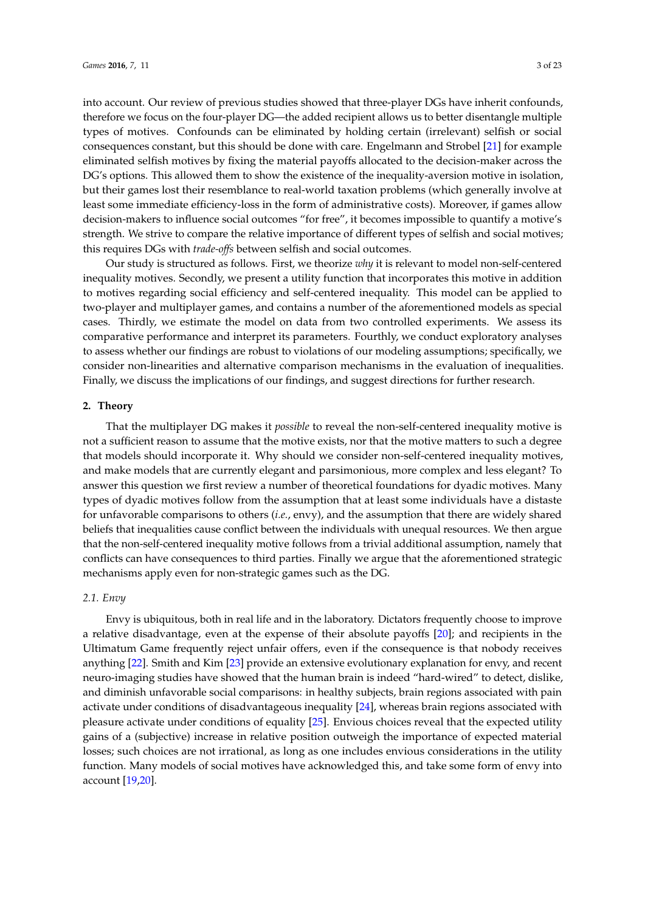into account. Our review of previous studies showed that three-player DGs have inherit confounds, therefore we focus on the four-player DG—the added recipient allows us to better disentangle multiple types of motives. Confounds can be eliminated by holding certain (irrelevant) selfish or social consequences constant, but this should be done with care. Engelmann and Strobel [21] for example eliminated selfish motives by fixing the material payoffs allocated to the decision-maker across the DG's options. This allowed them to show the existence of the inequality-aversion motive in isolation, but their games lost their resemblance to real-world taxation problems (which generally involve at least some immediate efficiency-loss in the form of administrative costs). Moreover, if games allow decision-makers to influence social outcomes "for free", it becomes impossible to quantify a motive's strength. We strive to compare the relative importance of different types of selfish and social motives; this requires DGs with *trade-offs* between selfish and social outcomes.

Our study is structured as follows. First, we theorize *why* it is relevant to model non-self-centered inequality motives. Secondly, we present a utility function that incorporates this motive in addition to motives regarding social efficiency and self-centered inequality. This model can be applied to two-player and multiplayer games, and contains a number of the aforementioned models as special cases. Thirdly, we estimate the model on data from two controlled experiments. We assess its comparative performance and interpret its parameters. Fourthly, we conduct exploratory analyses to assess whether our findings are robust to violations of our modeling assumptions; specifically, we consider non-linearities and alternative comparison mechanisms in the evaluation of inequalities. Finally, we discuss the implications of our findings, and suggest directions for further research.

## 2. Theory

That the multiplayer DG makes it *possible* to reveal the non-self-centered inequality motive is not a sufficient reason to assume that the motive exists, nor that the motive matters to such a degree that models should incorporate it. Why should we consider non-self-centered inequality motives, and make models that are currently elegant and parsimonious, more complex and less elegant? To answer this question we first review a number of theoretical foundations for dyadic motives. Many types of dyadic motives follow from the assumption that at least some individuals have a distaste for unfavorable comparisons to others (*i.e.*, envy), and the assumption that there are widely shared beliefs that inequalities cause conflict between the individuals with unequal resources. We then argue that the non-self-centered inequality motive follows from a trivial additional assumption, namely that conflicts can have consequences to third parties. Finally we argue that the aforementioned strategic mechanisms apply even for non-strategic games such as the DG.

### 2.1. Envy

Envy is ubiquitous, both in real life and in the laboratory. Dictators frequently choose to improve a relative disadvantage, even at the expense of their absolute payoffs [20]; and recipients in the Ultimatum Game frequently reject unfair offers, even if the consequence is that nobody receives anything [22]. Smith and Kim [23] provide an extensive evolutionary explanation for envy, and recent neuro-imaging studies have showed that the human brain is indeed "hard-wired" to detect, dislike, and diminish unfavorable social comparisons: in healthy subjects, brain regions associated with pain activate under conditions of disadvantageous inequality [24], whereas brain regions associated with pleasure activate under conditions of equality [25]. Envious choices reveal that the expected utility gains of a (subjective) increase in relative position outweigh the importance of expected material losses; such choices are not irrational, as long as one includes envious considerations in the utility function. Many models of social motives have acknowledged this, and take some form of envy into account [19,20].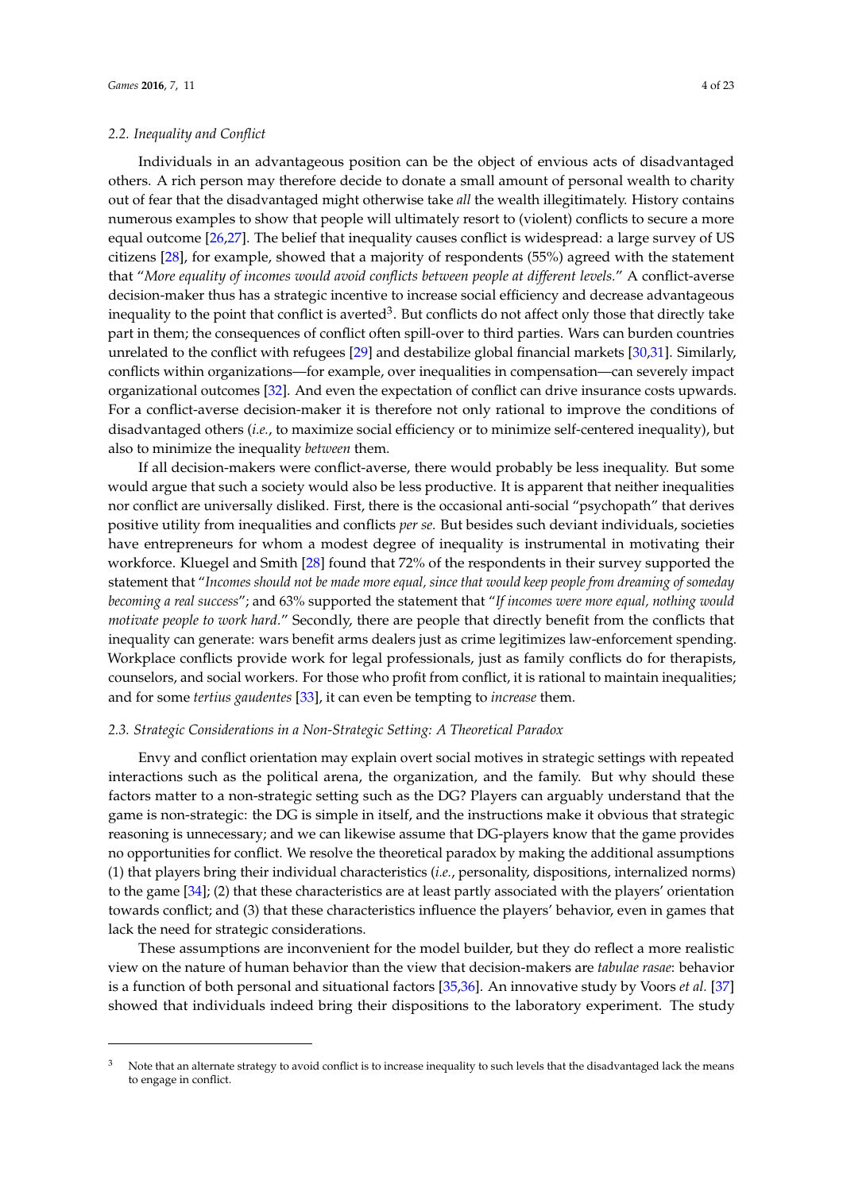### 2.2. Inequality and Conflict

Individuals in an advantageous position can be the object of envious acts of disadvantaged others. A rich person may therefore decide to donate a small amount of personal wealth to charity out of fear that the disadvantaged might otherwise take *all* the wealth illegitimately. History contains numerous examples to show that people will ultimately resort to (violent) conflicts to secure a more equal outcome [26,27]. The belief that inequality causes conflict is widespread: a large survey of US citizens [28], for example, showed that a majority of respondents (55%) agreed with the statement that "*More equality of incomes would avoid conflicts between people at different levels.*" A conflict-averse decision-maker thus has a strategic incentive to increase social efficiency and decrease advantageous inequality to the point that conflict is averted[3]. But conflicts do not affect only those that directly take part in them; the consequences of conflict often spill-over to third parties. Wars can burden countries unrelated to the conflict with refugees [29] and destabilize global financial markets [30,31]. Similarly, conflicts within organizations—for example, over inequalities in compensation—can severely impact organizational outcomes [32]. And even the expectation of conflict can drive insurance costs upwards. For a conflict-averse decision-maker it is therefore not only rational to improve the conditions of disadvantaged others (*i.e.*, to maximize social efficiency or to minimize self-centered inequality), but also to minimize the inequality *between* them.

If all decision-makers were conflict-averse, there would probably be less inequality. But some would argue that such a society would also be less productive. It is apparent that neither inequalities nor conflict are universally disliked. First, there is the occasional anti-social "psychopath" that derives positive utility from inequalities and conflicts *per se*. But besides such deviant individuals, societies have entrepreneurs for whom a modest degree of inequality is instrumental in motivating their workforce. Kluegel and Smith [28] found that 72% of the respondents in their survey supported the statement that "*Incomes should not be made more equal, since that would keep people from dreaming of someday becoming a real success*"; and 63% supported the statement that "*If incomes were more equal, nothing would motivate people to work hard.*" Secondly, there are people that directly benefit from the conflicts that inequality can generate: wars benefit arms dealers just as crime legitimizes law-enforcement spending. Workplace conflicts provide work for legal professionals, just as family conflicts do for therapists, counselors, and social workers. For those who profit from conflict, it is rational to maintain inequalities; and for some *tertius gaudentes* [33], it can even be tempting to *increase* them.

### 2.3. Strategic Considerations in a Non-Strategic Setting: A Theoretical Paradox

Envy and conflict orientation may explain overt social motives in strategic settings with repeated interactions such as the political arena, the organization, and the family. But why should these factors matter to a non-strategic setting such as the DG? Players can arguably understand that the game is non-strategic: the DG is simple in itself, and the instructions make it obvious that strategic reasoning is unnecessary; and we can likewise assume that DG-players know that the game provides no opportunities for conflict. We resolve the theoretical paradox by making the additional assumptions (1) that players bring their individual characteristics (*i.e.*, personality, dispositions, internalized norms) to the game [34]; (2) that these characteristics are at least partly associated with the players' orientation towards conflict; and (3) that these characteristics influence the players' behavior, even in games that lack the need for strategic considerations.

These assumptions are inconvenient for the model builder, but they do reflect a more realistic view on the nature of human behavior than the view that decision-makers are *tabulae rasae*: behavior is a function of both personal and situational factors [35,36]. An innovative study by Voors *et al.* [37] showed that individuals indeed bring their dispositions to the laboratory experiment. The study

---

[3] Note that an alternate strategy to avoid conflict is to increase inequality to such levels that the disadvantaged lack the means to engage in conflict.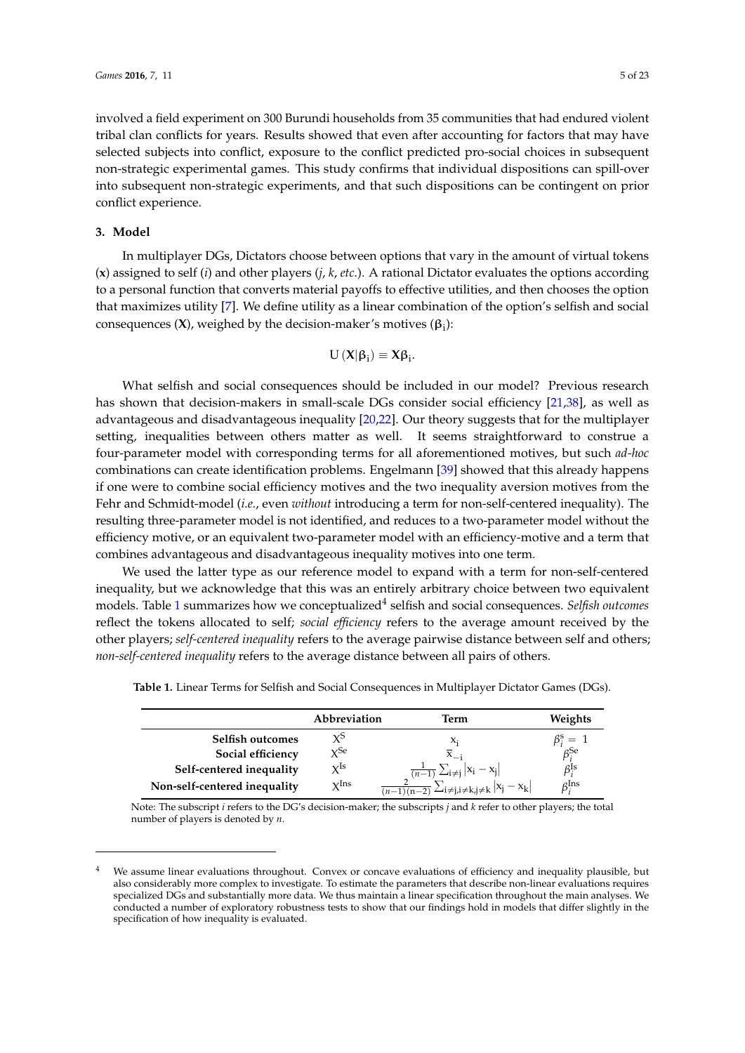involved a field experiment on 300 Burundi households from 35 communities that had endured violent tribal clan conflicts for years. Results showed that even after accounting for factors that may have selected subjects into conflict, exposure to the conflict predicted pro-social choices in subsequent non-strategic experimental games. This study confirms that individual dispositions can spill-over into subsequent non-strategic experiments, and that such dispositions can be contingent on prior conflict experience.

## 3. Model

In multiplayer DGs, Dictators choose between options that vary in the amount of virtual tokens ($\mathbf{x}$) assigned to self ($i$) and other players ($j$, $k$, *etc.*). A rational Dictator evaluates the options according to a personal function that converts material payoffs to effective utilities, and then chooses the option that maximizes utility [7]. We define utility as a linear combination of the option's selfish and social consequences ($\mathbf{X}$), weighed by the decision-maker's motives ($\boldsymbol{\beta}_i$):

$$U(\mathbf{X}|\boldsymbol{\beta}_i) \equiv \mathbf{X}\boldsymbol{\beta}_i.$$

What selfish and social consequences should be included in our model? Previous research has shown that decision-makers in small-scale DGs consider social efficiency [21,38], as well as advantageous and disadvantageous inequality [20,22]. Our theory suggests that for the multiplayer setting, inequalities between others matter as well. It seems straightforward to construe a four-parameter model with corresponding terms for all aforementioned motives, but such *ad-hoc* combinations can create identification problems. Engelmann [39] showed that this already happens if one were to combine social efficiency motives and the two inequality aversion motives from the Fehr and Schmidt-model (*i.e.*, even *without* introducing a term for non-self-centered inequality). The resulting three-parameter model is not identified, and reduces to a two-parameter model without the efficiency motive, or an equivalent two-parameter model with an efficiency-motive and a term that combines advantageous and disadvantageous inequality motives into one term.

We used the latter type as our reference model to expand with a term for non-self-centered inequality, but we acknowledge that this was an entirely arbitrary choice between two equivalent models. Table 1 summarizes how we conceptualized[4] selfish and social consequences. *Selfish outcomes* reflect the tokens allocated to self; *social efficiency* refers to the average amount received by the other players; *self-centered inequality* refers to the average pairwise distance between self and others; *non-self-centered inequality* refers to the average distance between all pairs of others.

**Table 1.** Linear Terms for Selfish and Social Consequences in Multiplayer Dictator Games (DGs).

| | Abbreviation | Term | Weights |
|---|---|---|---|
| **Selfish outcomes** | $X^{S}$ | $x_i$ | $\beta_i^{s} = 1$ |
| **Social efficiency** | $X^{Se}$ | $\overline{x}_{-i}$ | $\beta_i^{Se}$ |
| **Self-centered inequality** | $X^{Is}$ | $\frac{1}{(n-1)}\sum_{i\neq j}\lvert x_i - x_j\rvert$ | $\beta_i^{Is}$ |
| **Non-self-centered inequality** | $X^{Ins}$ | $\frac{2}{(n-1)(n-2)}\sum_{i\neq j, i\neq k, j\neq k}\lvert x_j - x_k\rvert$ | $\beta_i^{Ins}$ |

Note: The subscript $i$ refers to the DG's decision-maker; the subscripts $j$ and $k$ refer to other players; the total number of players is denoted by $n$.

[4] We assume linear evaluations throughout. Convex or concave evaluations of efficiency and inequality plausible, but also considerably more complex to investigate. To estimate the parameters that describe non-linear evaluations requires specialized DGs and substantially more data. We thus maintain a linear specification throughout the main analyses. We conducted a number of exploratory robustness tests to show that our findings hold in models that differ slightly in the specification of how inequality is evaluated.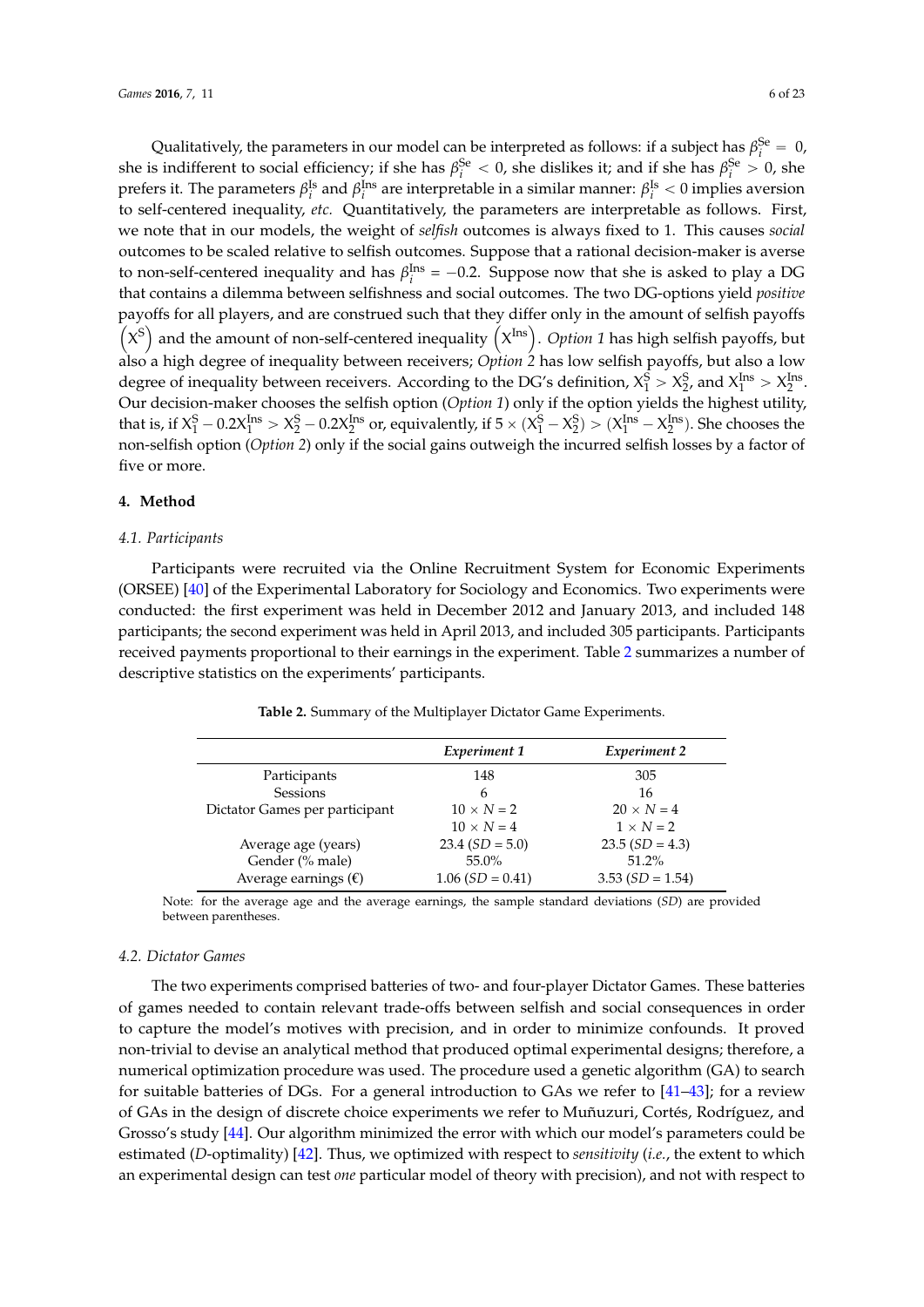Qualitatively, the parameters in our model can be interpreted as follows: if a subject has $\beta_i^{Se} = 0$, she is indifferent to social efficiency; if she has $\beta_i^{Se} < 0$, she dislikes it; and if she has $\beta_i^{Se} > 0$, she prefers it. The parameters $\beta_i^{Is}$ and $\beta_i^{Ins}$ are interpretable in a similar manner: $\beta_i^{Is} < 0$ implies aversion to self-centered inequality, *etc.* Quantitatively, the parameters are interpretable as follows. First, we note that in our models, the weight of *selfish* outcomes is always fixed to 1. This causes *social* outcomes to be scaled relative to selfish outcomes. Suppose that a rational decision-maker is averse to non-self-centered inequality and has $\beta_i^{Ins} = -0.2$. Suppose now that she is asked to play a DG that contains a dilemma between selfishness and social outcomes. The two DG-options yield *positive* payoffs for all players, and are construed such that they differ only in the amount of selfish payoffs $\left(X^S\right)$ and the amount of non-self-centered inequality $\left(X^{Ins}\right)$. *Option 1* has high selfish payoffs, but also a high degree of inequality between receivers; *Option 2* has low selfish payoffs, but also a low degree of inequality between receivers. According to the DG's definition, $X_1^S > X_2^S$, and $X_1^{Ins} > X_2^{Ins}$. Our decision-maker chooses the selfish option (*Option 1*) only if the option yields the highest utility, that is, if $X_1^S - 0.2X_1^{Ins} > X_2^S - 0.2X_2^{Ins}$ or, equivalently, if $5 \times (X_1^S - X_2^S) > (X_1^{Ins} - X_2^{Ins})$. She chooses the non-selfish option (*Option 2*) only if the social gains outweigh the incurred selfish losses by a factor of five or more.

## 4. Method

### 4.1. Participants

Participants were recruited via the Online Recruitment System for Economic Experiments (ORSEE) [40] of the Experimental Laboratory for Sociology and Economics. Two experiments were conducted: the first experiment was held in December 2012 and January 2013, and included 148 participants; the second experiment was held in April 2013, and included 305 participants. Participants received payments proportional to their earnings in the experiment. Table 2 summarizes a number of descriptive statistics on the experiments' participants.

**Table 2.** Summary of the Multiplayer Dictator Game Experiments.

| | *Experiment 1* | *Experiment 2* |
|---|---|---|
| Participants | 148 | 305 |
| Sessions | 6 | 16 |
| Dictator Games per participant | $10 \times N = 2$ | $20 \times N = 4$ |
| | $10 \times N = 4$ | $1 \times N = 2$ |
| Average age (years) | 23.4 (*SD* = 5.0) | 23.5 (*SD* = 4.3) |
| Gender (% male) | 55.0% | 51.2% |
| Average earnings (€) | 1.06 (*SD* = 0.41) | 3.53 (*SD* = 1.54) |

Note: for the average age and the average earnings, the sample standard deviations (*SD*) are provided between parentheses.

### 4.2. Dictator Games

The two experiments comprised batteries of two- and four-player Dictator Games. These batteries of games needed to contain relevant trade-offs between selfish and social consequences in order to capture the model's motives with precision, and in order to minimize confounds. It proved non-trivial to devise an analytical method that produced optimal experimental designs; therefore, a numerical optimization procedure was used. The procedure used a genetic algorithm (GA) to search for suitable batteries of DGs. For a general introduction to GAs we refer to [41–43]; for a review of GAs in the design of discrete choice experiments we refer to Muñuzuri, Cortés, Rodríguez, and Grosso's study [44]. Our algorithm minimized the error with which our model's parameters could be estimated (*D*-optimality) [42]. Thus, we optimized with respect to *sensitivity* (*i.e.*, the extent to which an experimental design can test *one* particular model of theory with precision), and not with respect to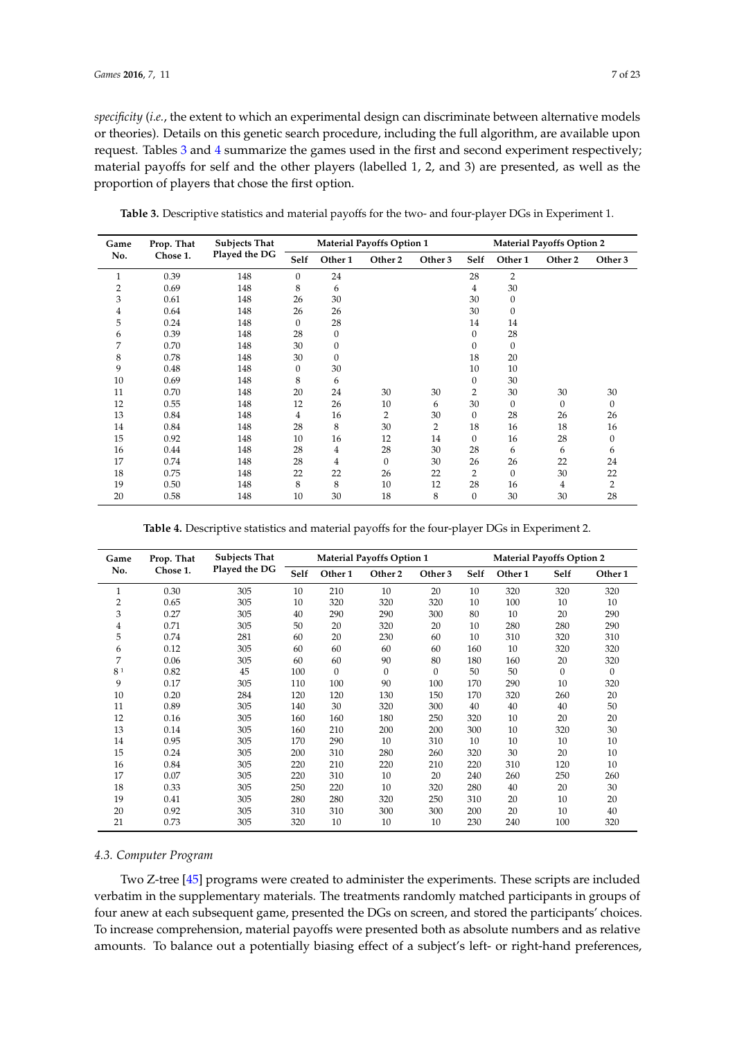*specificity* (*i.e.*, the extent to which an experimental design can discriminate between alternative models or theories). Details on this genetic search procedure, including the full algorithm, are available upon request. Tables 3 and 4 summarize the games used in the first and second experiment respectively; material payoffs for self and the other players (labelled 1, 2, and 3) are presented, as well as the proportion of players that chose the first option.

**Table 3.** Descriptive statistics and material payoffs for the two- and four-player DGs in Experiment 1.

| Game No. | Prop. That Chose 1. | Subjects That Played the DG | Material Payoffs Option 1 | | | | Material Payoffs Option 2 | | | |
|---|---|---|---|---|---|---|---|---|---|---|
| | | | Self | Other 1 | Other 2 | Other 3 | Self | Other 1 | Other 2 | Other 3 |
| 1 | 0.39 | 148 | 0 | 24 | | | 28 | 2 | | |
| 2 | 0.69 | 148 | 8 | 6 | | | 4 | 30 | | |
| 3 | 0.61 | 148 | 26 | 30 | | | 30 | 0 | | |
| 4 | 0.64 | 148 | 26 | 26 | | | 30 | 0 | | |
| 5 | 0.24 | 148 | 0 | 28 | | | 14 | 14 | | |
| 6 | 0.39 | 148 | 28 | 0 | | | 0 | 28 | | |
| 7 | 0.70 | 148 | 30 | 0 | | | 0 | 0 | | |
| 8 | 0.78 | 148 | 30 | 0 | | | 18 | 20 | | |
| 9 | 0.48 | 148 | 0 | 30 | | | 10 | 10 | | |
| 10 | 0.69 | 148 | 8 | 6 | | | 0 | 30 | | |
| 11 | 0.70 | 148 | 20 | 24 | 30 | 30 | 2 | 30 | 30 | 30 |
| 12 | 0.55 | 148 | 12 | 26 | 10 | 6 | 30 | 0 | 0 | 0 |
| 13 | 0.84 | 148 | 4 | 16 | 2 | 30 | 0 | 28 | 26 | 26 |
| 14 | 0.84 | 148 | 28 | 8 | 30 | 2 | 18 | 16 | 18 | 16 |
| 15 | 0.92 | 148 | 10 | 16 | 12 | 14 | 0 | 16 | 28 | 0 |
| 16 | 0.44 | 148 | 28 | 4 | 28 | 30 | 28 | 6 | 6 | 6 |
| 17 | 0.74 | 148 | 28 | 4 | 0 | 30 | 26 | 26 | 22 | 24 |
| 18 | 0.75 | 148 | 22 | 22 | 26 | 22 | 2 | 0 | 30 | 22 |
| 19 | 0.50 | 148 | 8 | 8 | 10 | 12 | 28 | 16 | 4 | 2 |
| 20 | 0.58 | 148 | 10 | 30 | 18 | 8 | 0 | 30 | 30 | 28 |

**Table 4.** Descriptive statistics and material payoffs for the four-player DGs in Experiment 2.

| Game No. | Prop. That Chose 1. | Subjects That Played the DG | Material Payoffs Option 1 | | | | Material Payoffs Option 2 | | | |
|---|---|---|---|---|---|---|---|---|---|---|
| | | | Self | Other 1 | Other 2 | Other 3 | Self | Other 1 | Self | Other 1 |
| 1 | 0.30 | 305 | 10 | 210 | 10 | 20 | 10 | 320 | 320 | 320 |
| 2 | 0.65 | 305 | 10 | 320 | 320 | 320 | 10 | 100 | 10 | 10 |
| 3 | 0.27 | 305 | 40 | 290 | 290 | 300 | 80 | 10 | 20 | 290 |
| 4 | 0.71 | 305 | 50 | 20 | 320 | 20 | 10 | 280 | 280 | 290 |
| 5 | 0.74 | 281 | 60 | 20 | 230 | 60 | 10 | 310 | 320 | 310 |
| 6 | 0.12 | 305 | 60 | 60 | 60 | 60 | 160 | 10 | 320 | 320 |
| 7 | 0.06 | 305 | 60 | 60 | 90 | 80 | 180 | 160 | 20 | 320 |
| 8 [1] | 0.82 | 45 | 100 | 0 | 0 | 0 | 50 | 50 | 0 | 0 |
| 9 | 0.17 | 305 | 110 | 100 | 90 | 100 | 170 | 290 | 10 | 320 |
| 10 | 0.20 | 284 | 120 | 120 | 130 | 150 | 170 | 320 | 260 | 20 |
| 11 | 0.89 | 305 | 140 | 30 | 320 | 300 | 40 | 40 | 40 | 50 |
| 12 | 0.16 | 305 | 160 | 160 | 180 | 250 | 320 | 10 | 20 | 20 |
| 13 | 0.14 | 305 | 160 | 210 | 200 | 200 | 300 | 10 | 320 | 30 |
| 14 | 0.95 | 305 | 170 | 290 | 10 | 310 | 10 | 10 | 10 | 10 |
| 15 | 0.24 | 305 | 200 | 310 | 280 | 260 | 320 | 30 | 20 | 10 |
| 16 | 0.84 | 305 | 220 | 210 | 220 | 210 | 220 | 310 | 120 | 10 |
| 17 | 0.07 | 305 | 220 | 310 | 10 | 20 | 240 | 260 | 250 | 260 |
| 18 | 0.33 | 305 | 250 | 220 | 10 | 320 | 280 | 40 | 20 | 30 |
| 19 | 0.41 | 305 | 280 | 280 | 320 | 250 | 310 | 20 | 10 | 20 |
| 20 | 0.92 | 305 | 310 | 310 | 300 | 300 | 200 | 20 | 10 | 40 |
| 21 | 0.73 | 305 | 320 | 10 | 10 | 10 | 230 | 240 | 100 | 320 |

### 4.3. Computer Program

Two Z-tree [45] programs were created to administer the experiments. These scripts are included verbatim in the supplementary materials. The treatments randomly matched participants in groups of four anew at each subsequent game, presented the DGs on screen, and stored the participants' choices. To increase comprehension, material payoffs were presented both as absolute numbers and as relative amounts. To balance out a potentially biasing effect of a subject's left- or right-hand preferences,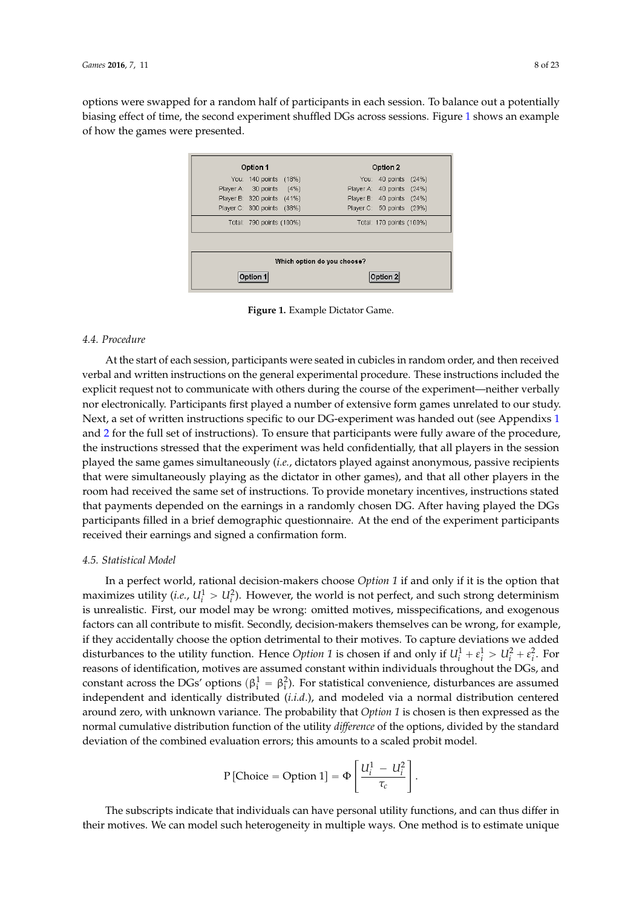options were swapped for a random half of participants in each session. To balance out a potentially biasing effect of time, the second experiment shuffled DGs across sessions. Figure 1 shows an example of how the games were presented.

| Option 1 | | | Option 2 | | |
|---|---|---|---|---|---|
| You: | 140 points | (18%) | You: | 40 points | (24%) |
| Player A: | 30 points | (4%) | Player A: | 40 points | (24%) |
| Player B: | 320 points | (41%) | Player B: | 40 points | (24%) |
| Player C: | 300 points | (38%) | Player C: | 50 points | (29%) |
| Total: | 790 points | (100%) | Total: | 170 points | (100%) |

Which option do you choose?

Option 1 | Option 2

**Figure 1.** Example Dictator Game.

### 4.4. Procedure

At the start of each session, participants were seated in cubicles in random order, and then received verbal and written instructions on the general experimental procedure. These instructions included the explicit request not to communicate with others during the course of the experiment—neither verbally nor electronically. Participants first played a number of extensive form games unrelated to our study. Next, a set of written instructions specific to our DG-experiment was handed out (see Appendixs 1 and 2 for the full set of instructions). To ensure that participants were fully aware of the procedure, the instructions stressed that the experiment was held confidentially, that all players in the session played the same games simultaneously (*i.e.*, dictators played against anonymous, passive recipients that were simultaneously playing as the dictator in other games), and that all other players in the room had received the same set of instructions. To provide monetary incentives, instructions stated that payments depended on the earnings in a randomly chosen DG. After having played the DGs participants filled in a brief demographic questionnaire. At the end of the experiment participants received their earnings and signed a confirmation form.

### 4.5. Statistical Model

In a perfect world, rational decision-makers choose *Option 1* if and only if it is the option that maximizes utility (*i.e.*, $U_i^1 > U_i^2$). However, the world is not perfect, and such strong determinism is unrealistic. First, our model may be wrong: omitted motives, misspecifications, and exogenous factors can all contribute to misfit. Secondly, decision-makers themselves can be wrong, for example, if they accidentally choose the option detrimental to their motives. To capture deviations we added disturbances to the utility function. Hence *Option 1* is chosen if and only if $U_i^1 + \varepsilon_i^1 > U_i^2 + \varepsilon_i^2$. For reasons of identification, motives are assumed constant within individuals throughout the DGs, and constant across the DGs' options ($\beta_i^1 = \beta_i^2$). For statistical convenience, disturbances are assumed independent and identically distributed (*i.i.d.*), and modeled via a normal distribution centered around zero, with unknown variance. The probability that *Option 1* is chosen is then expressed as the normal cumulative distribution function of the utility *difference* of the options, divided by the standard deviation of the combined evaluation errors; this amounts to a scaled probit model.

$$\mathrm{P}\left[\text{Choice} = \text{Option } 1\right] = \Phi\left[\frac{U_i^1 - U_i^2}{\tau_c}\right].$$

The subscripts indicate that individuals can have personal utility functions, and can thus differ in their motives. We can model such heterogeneity in multiple ways. One method is to estimate unique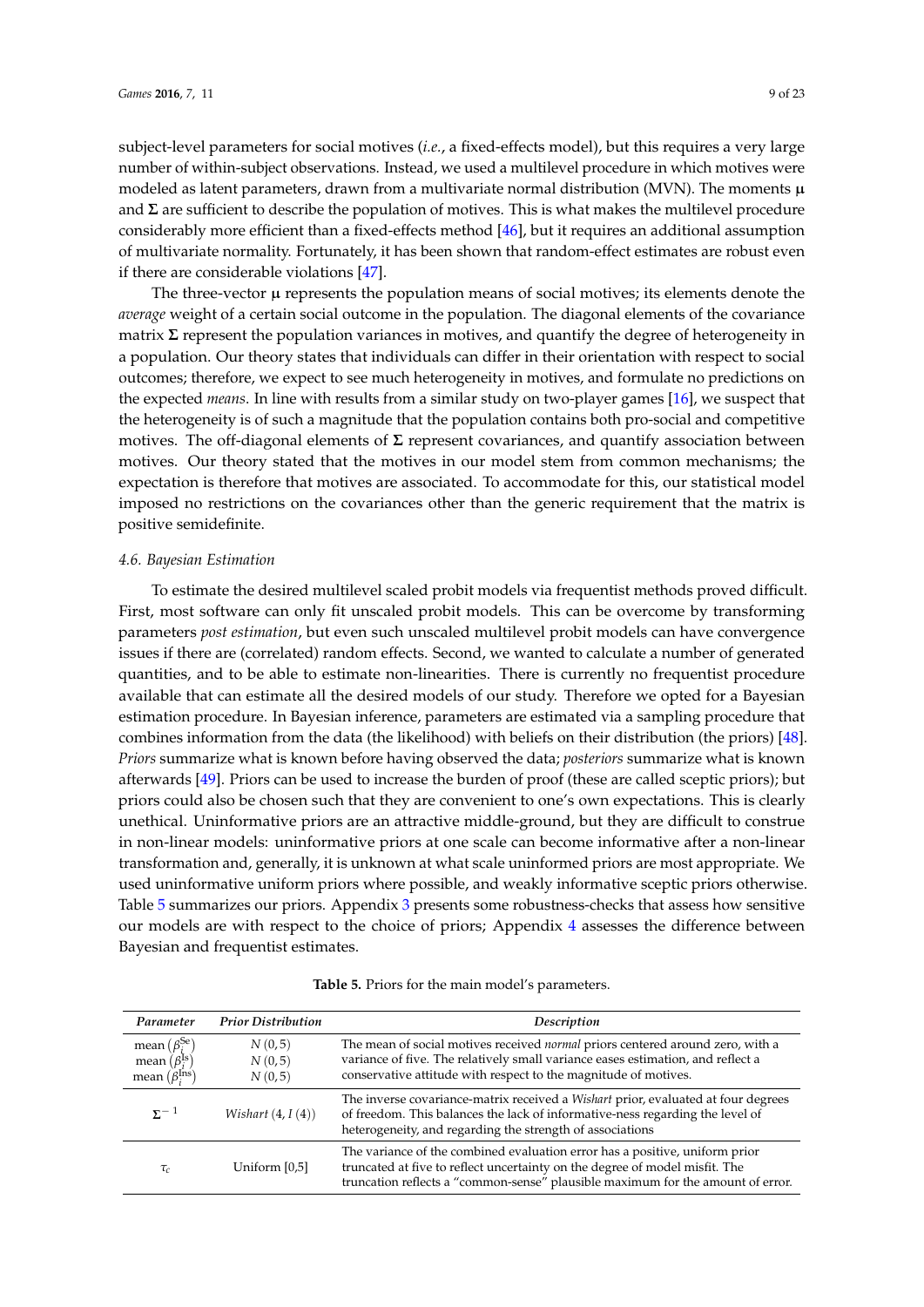subject-level parameters for social motives (*i.e.*, a fixed-effects model), but this requires a very large number of within-subject observations. Instead, we used a multilevel procedure in which motives were modeled as latent parameters, drawn from a multivariate normal distribution (MVN). The moments $\boldsymbol{\mu}$ and $\boldsymbol{\Sigma}$ are sufficient to describe the population of motives. This is what makes the multilevel procedure considerably more efficient than a fixed-effects method [46], but it requires an additional assumption of multivariate normality. Fortunately, it has been shown that random-effect estimates are robust even if there are considerable violations [47].

The three-vector $\boldsymbol{\mu}$ represents the population means of social motives; its elements denote the *average* weight of a certain social outcome in the population. The diagonal elements of the covariance matrix $\boldsymbol{\Sigma}$ represent the population variances in motives, and quantify the degree of heterogeneity in a population. Our theory states that individuals can differ in their orientation with respect to social outcomes; therefore, we expect to see much heterogeneity in motives, and formulate no predictions on the expected *means*. In line with results from a similar study on two-player games [16], we suspect that the heterogeneity is of such a magnitude that the population contains both pro-social and competitive motives. The off-diagonal elements of $\boldsymbol{\Sigma}$ represent covariances, and quantify association between motives. Our theory stated that the motives in our model stem from common mechanisms; the expectation is therefore that motives are associated. To accommodate for this, our statistical model imposed no restrictions on the covariances other than the generic requirement that the matrix is positive semidefinite.

#### 4.6. Bayesian Estimation

To estimate the desired multilevel scaled probit models via frequentist methods proved difficult. First, most software can only fit unscaled probit models. This can be overcome by transforming parameters *post estimation*, but even such unscaled multilevel probit models can have convergence issues if there are (correlated) random effects. Second, we wanted to calculate a number of generated quantities, and to be able to estimate non-linearities. There is currently no frequentist procedure available that can estimate all the desired models of our study. Therefore we opted for a Bayesian estimation procedure. In Bayesian inference, parameters are estimated via a sampling procedure that combines information from the data (the likelihood) with beliefs on their distribution (the priors) [48]. *Priors* summarize what is known before having observed the data; *posteriors* summarize what is known afterwards [49]. Priors can be used to increase the burden of proof (these are called sceptic priors); but priors could also be chosen such that they are convenient to one's own expectations. This is clearly unethical. Uninformative priors are an attractive middle-ground, but they are difficult to construe in non-linear models: uninformative priors at one scale can become informative after a non-linear transformation and, generally, it is unknown at what scale uninformed priors are most appropriate. We used uninformative uniform priors where possible, and weakly informative sceptic priors otherwise. Table 5 summarizes our priors. Appendix 3 presents some robustness-checks that assess how sensitive our models are with respect to the choice of priors; Appendix 4 assesses the difference between Bayesian and frequentist estimates.

**Table 5.** Priors for the main model's parameters.

| *Parameter* | *Prior Distribution* | *Description* |
|---|---|---|
| mean $(\beta_i^{\mathrm{Se}})$<br>mean $(\beta_i^{\mathrm{Is}})$<br>mean $(\beta_i^{\mathrm{Ins}})$ | $N(0,5)$<br>$N(0,5)$<br>$N(0,5)$ | The mean of social motives received *normal* priors centered around zero, with a variance of five. The relatively small variance eases estimation, and reflect a conservative attitude with respect to the magnitude of motives. |
| $\boldsymbol{\Sigma}^{-1}$ | *Wishart* $(4, I(4))$ | The inverse covariance-matrix received a *Wishart* prior, evaluated at four degrees of freedom. This balances the lack of informative-ness regarding the level of heterogeneity, and regarding the strength of associations |
| $\tau_c$ | Uniform [0,5] | The variance of the combined evaluation error has a positive, uniform prior truncated at five to reflect uncertainty on the degree of model misfit. The truncation reflects a "common-sense" plausible maximum for the amount of error. |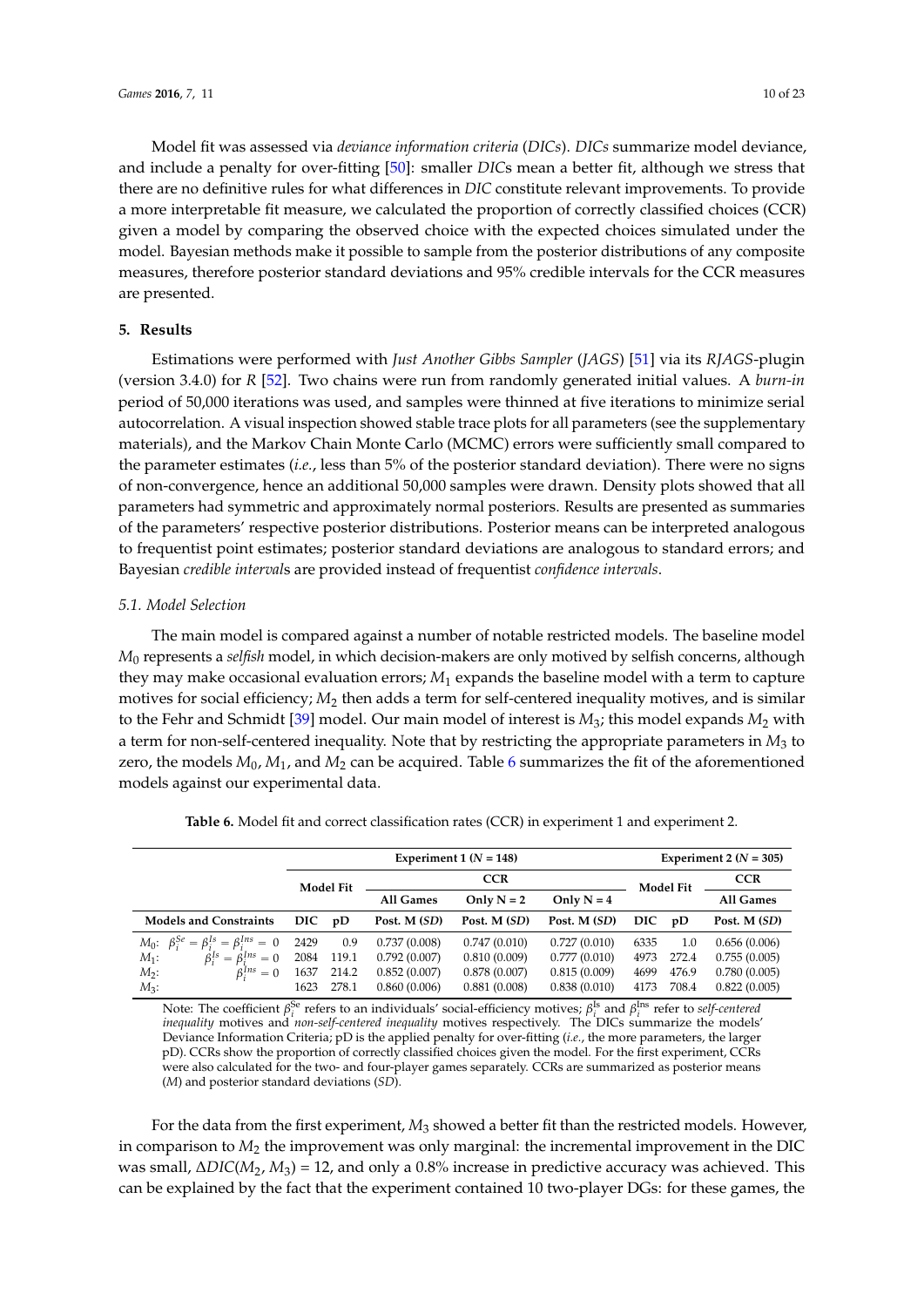Model fit was assessed via *deviance information criteria* (*DICs*). *DICs* summarize model deviance, and include a penalty for over-fitting [50]: smaller *DIC*s mean a better fit, although we stress that there are no definitive rules for what differences in *DIC* constitute relevant improvements. To provide a more interpretable fit measure, we calculated the proportion of correctly classified choices (CCR) given a model by comparing the observed choice with the expected choices simulated under the model. Bayesian methods make it possible to sample from the posterior distributions of any composite measures, therefore posterior standard deviations and 95% credible intervals for the CCR measures are presented.

## 5. Results

Estimations were performed with *Just Another Gibbs Sampler* (*JAGS*) [51] via its *RJAGS*-plugin (version 3.4.0) for *R* [52]. Two chains were run from randomly generated initial values. A *burn-in* period of 50,000 iterations was used, and samples were thinned at five iterations to minimize serial autocorrelation. A visual inspection showed stable trace plots for all parameters (see the supplementary materials), and the Markov Chain Monte Carlo (MCMC) errors were sufficiently small compared to the parameter estimates (*i.e.*, less than 5% of the posterior standard deviation). There were no signs of non-convergence, hence an additional 50,000 samples were drawn. Density plots showed that all parameters had symmetric and approximately normal posteriors. Results are presented as summaries of the parameters' respective posterior distributions. Posterior means can be interpreted analogous to frequentist point estimates; posterior standard deviations are analogous to standard errors; and Bayesian *credible interval*s are provided instead of frequentist *confidence intervals*.

### 5.1. Model Selection

The main model is compared against a number of notable restricted models. The baseline model $M_0$ represents a *selfish* model, in which decision-makers are only motived by selfish concerns, although they may make occasional evaluation errors; $M_1$ expands the baseline model with a term to capture motives for social efficiency; $M_2$ then adds a term for self-centered inequality motives, and is similar to the Fehr and Schmidt [39] model. Our main model of interest is $M_3$; this model expands $M_2$ with a term for non-self-centered inequality. Note that by restricting the appropriate parameters in $M_3$ to zero, the models $M_0$, $M_1$, and $M_2$ can be acquired. Table 6 summarizes the fit of the aforementioned models against our experimental data.

**Table 6.** Model fit and correct classification rates (CCR) in experiment 1 and experiment 2.

| | Experiment 1 ($N$ = 148) | | | | | Experiment 2 ($N$ = 305) | | |
|---|---|---|---|---|---|---|---|---|
| | Model Fit | | CCR | | | Model Fit | | CCR |
| | | | All Games | Only N = 2 | Only N = 4 | | | All Games |
| **Models and Constraints** | **DIC** | **pD** | **Post. M (*SD*)** | **Post. M (*SD*)** | **Post. M (*SD*)** | **DIC** | **pD** | **Post. M (*SD*)** |
| $M_0$: $\beta_i^{Se} = \beta_i^{Is} = \beta_i^{Ins} = 0$ | 2429 | 0.9 | 0.737 (0.008) | 0.747 (0.010) | 0.727 (0.010) | 6335 | 1.0 | 0.656 (0.006) |
| $M_1$: $\beta_i^{Is} = \beta_i^{Ins} = 0$ | 2084 | 119.1 | 0.792 (0.007) | 0.810 (0.009) | 0.777 (0.010) | 4973 | 272.4 | 0.755 (0.005) |
| $M_2$: $\beta_i^{Ins} = 0$ | 1637 | 214.2 | 0.852 (0.007) | 0.878 (0.007) | 0.815 (0.009) | 4699 | 476.9 | 0.780 (0.005) |
| $M_3$: | 1623 | 278.1 | 0.860 (0.006) | 0.881 (0.008) | 0.838 (0.010) | 4173 | 708.4 | 0.822 (0.005) |

Note: The coefficient $\beta_i^{Se}$ refers to an individuals' social-efficiency motives; $\beta_i^{Is}$ and $\beta_i^{Ins}$ refer to *self-centered inequality* motives and *non-self-centered inequality* motives respectively. The DICs summarize the models' Deviance Information Criteria; pD is the applied penalty for over-fitting (*i.e.*, the more parameters, the larger pD). CCRs show the proportion of correctly classified choices given the model. For the first experiment, CCRs were also calculated for the two- and four-player games separately. CCRs are summarized as posterior means (*M*) and posterior standard deviations (*SD*).

For the data from the first experiment, $M_3$ showed a better fit than the restricted models. However, in comparison to $M_2$ the improvement was only marginal: the incremental improvement in the DIC was small, $\Delta DIC(M_2, M_3) = 12$, and only a 0.8% increase in predictive accuracy was achieved. This can be explained by the fact that the experiment contained 10 two-player DGs: for these games, the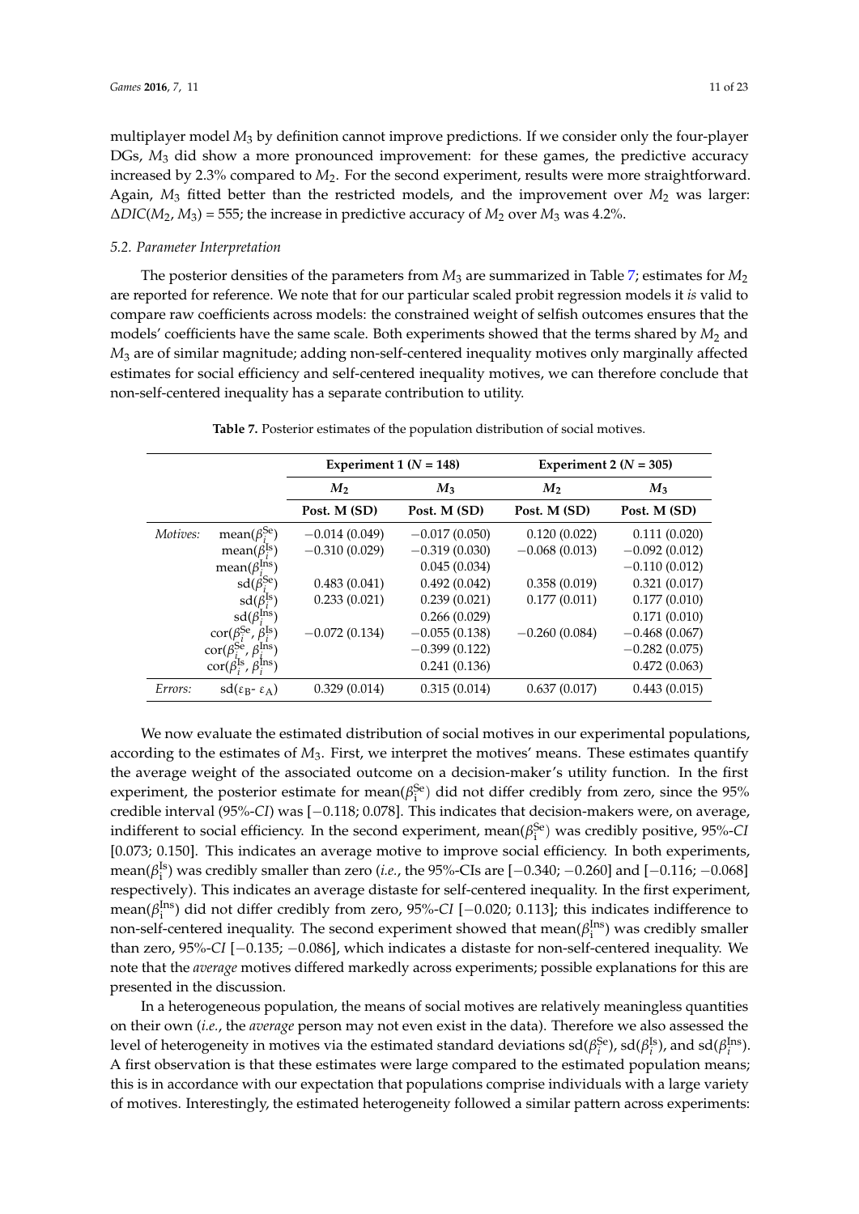multiplayer model $M_3$ by definition cannot improve predictions. If we consider only the four-player DGs, $M_3$ did show a more pronounced improvement: for these games, the predictive accuracy increased by 2.3% compared to $M_2$. For the second experiment, results were more straightforward. Again, $M_3$ fitted better than the restricted models, and the improvement over $M_2$ was larger: $\Delta DIC(M_2, M_3) = 555$; the increase in predictive accuracy of $M_2$ over $M_3$ was 4.2%.

### 5.2. Parameter Interpretation

The posterior densities of the parameters from $M_3$ are summarized in Table 7; estimates for $M_2$ are reported for reference. We note that for our particular scaled probit regression models it *is* valid to compare raw coefficients across models: the constrained weight of selfish outcomes ensures that the models' coefficients have the same scale. Both experiments showed that the terms shared by $M_2$ and $M_3$ are of similar magnitude; adding non-self-centered inequality motives only marginally affected estimates for social efficiency and self-centered inequality motives, we can therefore conclude that non-self-centered inequality has a separate contribution to utility.

**Table 7.** Posterior estimates of the population distribution of social motives.

| | | Experiment 1 ($N$ = 148) | | Experiment 2 ($N$ = 305) | |
|---|---|---|---|---|---|
| | | $M_2$ | $M_3$ | $M_2$ | $M_3$ |
| | | Post. M (SD) | Post. M (SD) | Post. M (SD) | Post. M (SD) |
| *Motives:* | $\text{mean}(\beta_i^{\text{Se}})$ | −0.014 (0.049) | −0.017 (0.050) | 0.120 (0.022) | 0.111 (0.020) |
| | $\text{mean}(\beta_i^{\text{Is}})$ | −0.310 (0.029) | −0.319 (0.030) | −0.068 (0.013) | −0.092 (0.012) |
| | $\text{mean}(\beta_i^{\text{Ins}})$ | | 0.045 (0.034) | | −0.110 (0.012) |
| | $\text{sd}(\beta_i^{\text{Se}})$ | 0.483 (0.041) | 0.492 (0.042) | 0.358 (0.019) | 0.321 (0.017) |
| | $\text{sd}(\beta_i^{\text{Is}})$ | 0.233 (0.021) | 0.239 (0.021) | 0.177 (0.011) | 0.177 (0.010) |
| | $\text{sd}(\beta_i^{\text{Ins}})$ | | 0.266 (0.029) | | 0.171 (0.010) |
| | $\text{cor}(\beta_i^{\text{Se}}, \beta_i^{\text{Is}})$ | −0.072 (0.134) | −0.055 (0.138) | −0.260 (0.084) | −0.468 (0.067) |
| | $\text{cor}(\beta_i^{\text{Se}}, \beta_i^{\text{Ins}})$ | | −0.399 (0.122) | | −0.282 (0.075) |
| | $\text{cor}(\beta_i^{\text{Is}}, \beta_i^{\text{Ins}})$ | | 0.241 (0.136) | | 0.472 (0.063) |
| *Errors:* | $\text{sd}(\varepsilon_B \text{-} \varepsilon_A)$ | 0.329 (0.014) | 0.315 (0.014) | 0.637 (0.017) | 0.443 (0.015) |

We now evaluate the estimated distribution of social motives in our experimental populations, according to the estimates of $M_3$. First, we interpret the motives' means. These estimates quantify the average weight of the associated outcome on a decision-maker's utility function. In the first experiment, the posterior estimate for $\text{mean}(\beta_i^{\text{Se}})$ did not differ credibly from zero, since the 95% credible interval (95%-*CI*) was [−0.118; 0.078]. This indicates that decision-makers were, on average, indifferent to social efficiency. In the second experiment, $\text{mean}(\beta_i^{\text{Se}})$ was credibly positive, 95%-*CI* [0.073; 0.150]. This indicates an average motive to improve social efficiency. In both experiments, $\text{mean}(\beta_i^{\text{Is}})$ was credibly smaller than zero (*i.e.*, the 95%-CIs are [−0.340; −0.260] and [−0.116; −0.068] respectively). This indicates an average distaste for self-centered inequality. In the first experiment, $\text{mean}(\beta_i^{\text{Ins}})$ did not differ credibly from zero, 95%-*CI* [−0.020; 0.113]; this indicates indifference to non-self-centered inequality. The second experiment showed that $\text{mean}(\beta_i^{\text{Ins}})$ was credibly smaller than zero, 95%-*CI* [−0.135; −0.086], which indicates a distaste for non-self-centered inequality. We note that the *average* motives differed markedly across experiments; possible explanations for this are presented in the discussion.

In a heterogeneous population, the means of social motives are relatively meaningless quantities on their own (*i.e.*, the *average* person may not even exist in the data). Therefore we also assessed the level of heterogeneity in motives via the estimated standard deviations $\text{sd}(\beta_i^{\text{Se}})$, $\text{sd}(\beta_i^{\text{Is}})$, and $\text{sd}(\beta_i^{\text{Ins}})$. A first observation is that these estimates were large compared to the estimated population means; this is in accordance with our expectation that populations comprise individuals with a large variety of motives. Interestingly, the estimated heterogeneity followed a similar pattern across experiments: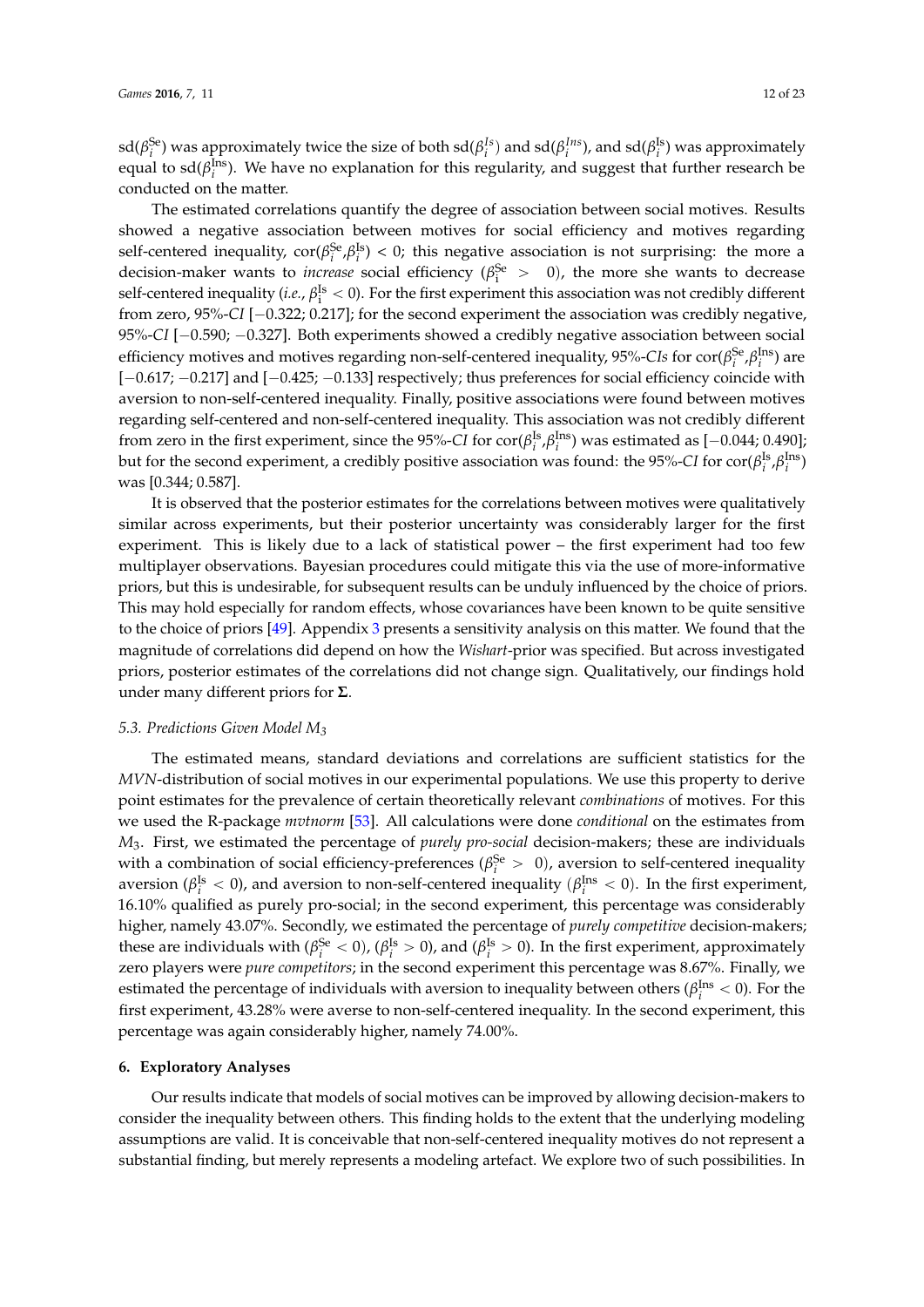$\text{sd}(\beta_i^{\text{Se}})$ was approximately twice the size of both $\text{sd}(\beta_i^{Is})$ and $\text{sd}(\beta_i^{Ins})$, and $\text{sd}(\beta_i^{\text{Is}})$ was approximately equal to $\text{sd}(\beta_i^{\text{Ins}})$. We have no explanation for this regularity, and suggest that further research be conducted on the matter.

The estimated correlations quantify the degree of association between social motives. Results showed a negative association between motives for social efficiency and motives regarding self-centered inequality, $\text{cor}(\beta_i^{\text{Se}}, \beta_i^{\text{Is}}) < 0$; this negative association is not surprising: the more a decision-maker wants to *increase* social efficiency ($\beta_i^{\text{Se}} > 0$), the more she wants to decrease self-centered inequality (*i.e.*, $\beta_i^{\text{Is}} < 0$). For the first experiment this association was not credibly different from zero, 95%-*CI* [−0.322; 0.217]; for the second experiment the association was credibly negative, 95%-*CI* [−0.590; −0.327]. Both experiments showed a credibly negative association between social efficiency motives and motives regarding non-self-centered inequality, 95%-*CIs* for $\text{cor}(\beta_i^{\text{Se}}, \beta_i^{\text{Ins}})$ are [−0.617; −0.217] and [−0.425; −0.133] respectively; thus preferences for social efficiency coincide with aversion to non-self-centered inequality. Finally, positive associations were found between motives regarding self-centered and non-self-centered inequality. This association was not credibly different from zero in the first experiment, since the 95%-*CI* for $\text{cor}(\beta_i^{\text{Is}}, \beta_i^{\text{Ins}})$ was estimated as [−0.044; 0.490]; but for the second experiment, a credibly positive association was found: the 95%-*CI* for $\text{cor}(\beta_i^{\text{Is}}, \beta_i^{\text{Ins}})$ was [0.344; 0.587].

It is observed that the posterior estimates for the correlations between motives were qualitatively similar across experiments, but their posterior uncertainty was considerably larger for the first experiment. This is likely due to a lack of statistical power – the first experiment had too few multiplayer observations. Bayesian procedures could mitigate this via the use of more-informative priors, but this is undesirable, for subsequent results can be unduly influenced by the choice of priors. This may hold especially for random effects, whose covariances have been known to be quite sensitive to the choice of priors [49]. Appendix 3 presents a sensitivity analysis on this matter. We found that the magnitude of correlations did depend on how the *Wishart*-prior was specified. But across investigated priors, posterior estimates of the correlations did not change sign. Qualitatively, our findings hold under many different priors for $\mathbf{\Sigma}$.

### 5.3. Predictions Given Model $M_3$

The estimated means, standard deviations and correlations are sufficient statistics for the *MVN*-distribution of social motives in our experimental populations. We use this property to derive point estimates for the prevalence of certain theoretically relevant *combinations* of motives. For this we used the R-package *mvtnorm* [53]. All calculations were done *conditional* on the estimates from $M_3$. First, we estimated the percentage of *purely pro-social* decision-makers; these are individuals with a combination of social efficiency-preferences ($\beta_i^{\text{Se}} > 0$), aversion to self-centered inequality aversion ($\beta_i^{\text{Is}} < 0$), and aversion to non-self-centered inequality ($\beta_i^{\text{Ins}} < 0$). In the first experiment, 16.10% qualified as purely pro-social; in the second experiment, this percentage was considerably higher, namely 43.07%. Secondly, we estimated the percentage of *purely competitive* decision-makers; these are individuals with ($\beta_i^{\text{Se}} < 0$), ($\beta_i^{\text{Is}} > 0$), and ($\beta_i^{\text{Is}} > 0$). In the first experiment, approximately zero players were *pure competitors*; in the second experiment this percentage was 8.67%. Finally, we estimated the percentage of individuals with aversion to inequality between others ($\beta_i^{\text{Ins}} < 0$). For the first experiment, 43.28% were averse to non-self-centered inequality. In the second experiment, this percentage was again considerably higher, namely 74.00%.

## 6. Exploratory Analyses

Our results indicate that models of social motives can be improved by allowing decision-makers to consider the inequality between others. This finding holds to the extent that the underlying modeling assumptions are valid. It is conceivable that non-self-centered inequality motives do not represent a substantial finding, but merely represents a modeling artefact. We explore two of such possibilities. In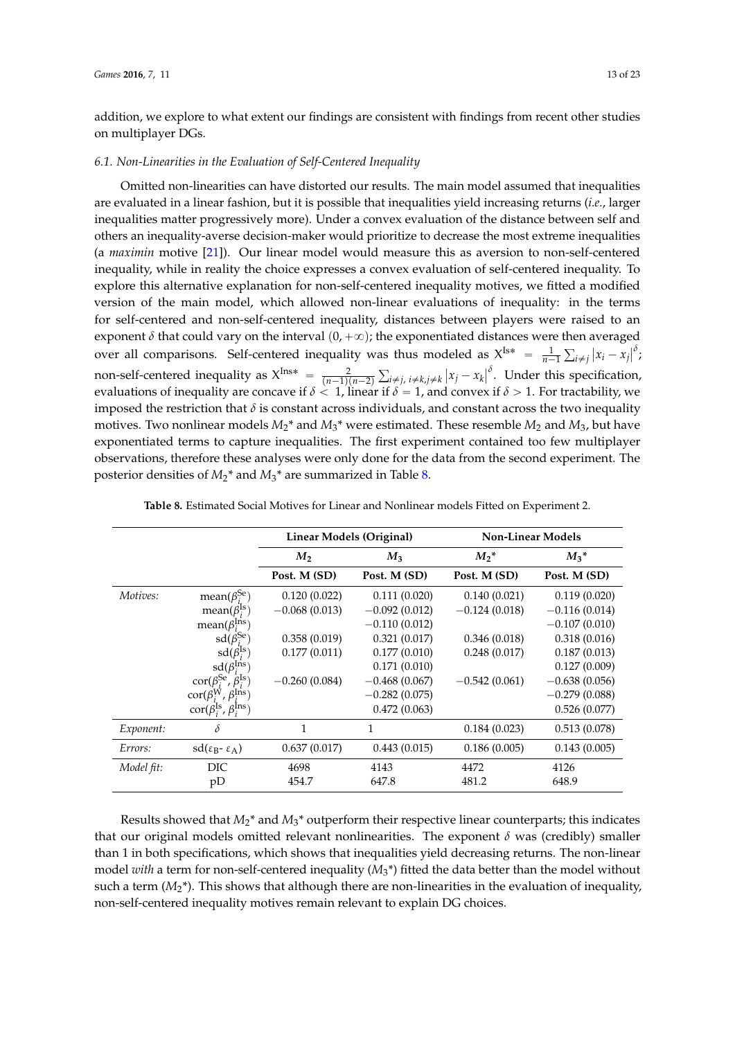addition, we explore to what extent our findings are consistent with findings from recent other studies on multiplayer DGs.

### *6.1. Non-Linearities in the Evaluation of Self-Centered Inequality*

Omitted non-linearities can have distorted our results. The main model assumed that inequalities are evaluated in a linear fashion, but it is possible that inequalities yield increasing returns (*i.e.*, larger inequalities matter progressively more). Under a convex evaluation of the distance between self and others an inequality-averse decision-maker would prioritize to decrease the most extreme inequalities (a *maximin* motive [21]). Our linear model would measure this as aversion to non-self-centered inequality, while in reality the choice expresses a convex evaluation of self-centered inequality. To explore this alternative explanation for non-self-centered inequality motives, we fitted a modified version of the main model, which allowed non-linear evaluations of inequality: in the terms for self-centered and non-self-centered inequality, distances between players were raised to an exponent $\delta$ that could vary on the interval $(0, +\infty)$; the exponentiated distances were then averaged over all comparisons. Self-centered inequality was thus modeled as $X^{Is*} = \frac{1}{n-1}\sum_{i \neq j} |x_i - x_j|^{\delta}$; non-self-centered inequality as $X^{Ins*} = \frac{2}{(n-1)(n-2)}\sum_{i \neq j,\, i \neq k, j \neq k} |x_j - x_k|^{\delta}$. Under this specification, evaluations of inequality are concave if $\delta < 1$, linear if $\delta = 1$, and convex if $\delta > 1$. For tractability, we imposed the restriction that $\delta$ is constant across individuals, and constant across the two inequality motives. Two nonlinear models $M_2$* and $M_3$* were estimated. These resemble $M_2$ and $M_3$, but have exponentiated terms to capture inequalities. The first experiment contained too few multiplayer observations, therefore these analyses were only done for the data from the second experiment. The posterior densities of $M_2$* and $M_3$* are summarized in Table 8.

**Table 8.** Estimated Social Motives for Linear and Nonlinear models Fitted on Experiment 2.

| | | Linear Models (Original) | | Non-Linear Models | |
|---|---|---|---|---|---|
| | | $M_2$ | $M_3$ | $M_2$* | $M_3$* |
| | | Post. M (SD) | Post. M (SD) | Post. M (SD) | Post. M (SD) |
| *Motives:* | mean($\beta_i^{Se}$) | 0.120 (0.022) | 0.111 (0.020) | 0.140 (0.021) | 0.119 (0.020) |
| | mean($\beta_i^{Is}$) | −0.068 (0.013) | −0.092 (0.012) | −0.124 (0.018) | −0.116 (0.014) |
| | mean($\beta_i^{Ins}$) | | −0.110 (0.012) | | −0.107 (0.010) |
| | sd($\beta_i^{Se}$) | 0.358 (0.019) | 0.321 (0.017) | 0.346 (0.018) | 0.318 (0.016) |
| | sd($\beta_i^{Is}$) | 0.177 (0.011) | 0.177 (0.010) | 0.248 (0.017) | 0.187 (0.013) |
| | sd($\beta_i^{Ins}$) | | 0.171 (0.010) | | 0.127 (0.009) |
| | cor($\beta_i^{Se}$, $\beta_i^{Is}$) | −0.260 (0.084) | −0.468 (0.067) | −0.542 (0.061) | −0.638 (0.056) |
| | cor($\beta_i^{W}$, $\beta_i^{Ins}$) | | −0.282 (0.075) | | −0.279 (0.088) |
| | cor($\beta_i^{Is}$, $\beta_i^{Ins}$) | | 0.472 (0.063) | | 0.526 (0.077) |
| *Exponent:* | $\delta$ | 1 | 1 | 0.184 (0.023) | 0.513 (0.078) |
| *Errors:* | sd($\varepsilon_B$- $\varepsilon_A$) | 0.637 (0.017) | 0.443 (0.015) | 0.186 (0.005) | 0.143 (0.005) |
| *Model fit:* | DIC | 4698 | 4143 | 4472 | 4126 |
| | pD | 454.7 | 647.8 | 481.2 | 648.9 |

Results showed that $M_2$* and $M_3$* outperform their respective linear counterparts; this indicates that our original models omitted relevant nonlinearities. The exponent $\delta$ was (credibly) smaller than 1 in both specifications, which shows that inequalities yield decreasing returns. The non-linear model *with* a term for non-self-centered inequality ($M_3$*) fitted the data better than the model without such a term ($M_2$*). This shows that although there are non-linearities in the evaluation of inequality, non-self-centered inequality motives remain relevant to explain DG choices.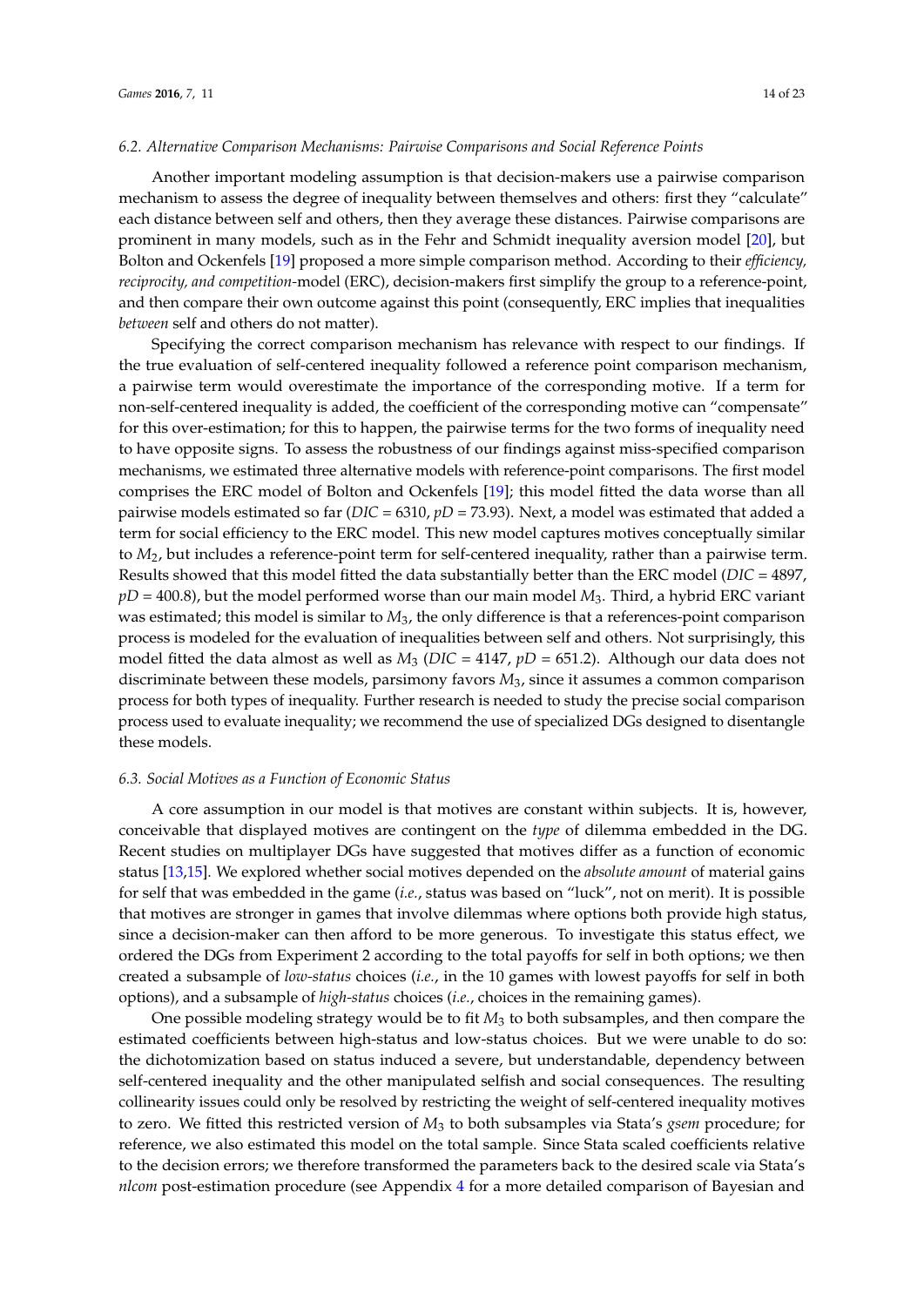### 6.2. Alternative Comparison Mechanisms: Pairwise Comparisons and Social Reference Points

Another important modeling assumption is that decision-makers use a pairwise comparison mechanism to assess the degree of inequality between themselves and others: first they "calculate" each distance between self and others, then they average these distances. Pairwise comparisons are prominent in many models, such as in the Fehr and Schmidt inequality aversion model [20], but Bolton and Ockenfels [19] proposed a more simple comparison method. According to their *efficiency, reciprocity, and competition*-model (ERC), decision-makers first simplify the group to a reference-point, and then compare their own outcome against this point (consequently, ERC implies that inequalities *between* self and others do not matter).

Specifying the correct comparison mechanism has relevance with respect to our findings. If the true evaluation of self-centered inequality followed a reference point comparison mechanism, a pairwise term would overestimate the importance of the corresponding motive. If a term for non-self-centered inequality is added, the coefficient of the corresponding motive can "compensate" for this over-estimation; for this to happen, the pairwise terms for the two forms of inequality need to have opposite signs. To assess the robustness of our findings against miss-specified comparison mechanisms, we estimated three alternative models with reference-point comparisons. The first model comprises the ERC model of Bolton and Ockenfels [19]; this model fitted the data worse than all pairwise models estimated so far (*DIC* = 6310, *pD* = 73.93). Next, a model was estimated that added a term for social efficiency to the ERC model. This new model captures motives conceptually similar to $M_2$, but includes a reference-point term for self-centered inequality, rather than a pairwise term. Results showed that this model fitted the data substantially better than the ERC model (*DIC* = 4897, *pD* = 400.8), but the model performed worse than our main model $M_3$. Third, a hybrid ERC variant was estimated; this model is similar to $M_3$, the only difference is that a references-point comparison process is modeled for the evaluation of inequalities between self and others. Not surprisingly, this model fitted the data almost as well as $M_3$ (*DIC* = 4147, *pD* = 651.2). Although our data does not discriminate between these models, parsimony favors $M_3$, since it assumes a common comparison process for both types of inequality. Further research is needed to study the precise social comparison process used to evaluate inequality; we recommend the use of specialized DGs designed to disentangle these models.

### 6.3. Social Motives as a Function of Economic Status

A core assumption in our model is that motives are constant within subjects. It is, however, conceivable that displayed motives are contingent on the *type* of dilemma embedded in the DG. Recent studies on multiplayer DGs have suggested that motives differ as a function of economic status [13,15]. We explored whether social motives depended on the *absolute amount* of material gains for self that was embedded in the game (*i.e.*, status was based on "luck", not on merit). It is possible that motives are stronger in games that involve dilemmas where options both provide high status, since a decision-maker can then afford to be more generous. To investigate this status effect, we ordered the DGs from Experiment 2 according to the total payoffs for self in both options; we then created a subsample of *low-status* choices (*i.e.*, in the 10 games with lowest payoffs for self in both options), and a subsample of *high-status* choices (*i.e.*, choices in the remaining games).

One possible modeling strategy would be to fit $M_3$ to both subsamples, and then compare the estimated coefficients between high-status and low-status choices. But we were unable to do so: the dichotomization based on status induced a severe, but understandable, dependency between self-centered inequality and the other manipulated selfish and social consequences. The resulting collinearity issues could only be resolved by restricting the weight of self-centered inequality motives to zero. We fitted this restricted version of $M_3$ to both subsamples via Stata's *gsem* procedure; for reference, we also estimated this model on the total sample. Since Stata scaled coefficients relative to the decision errors; we therefore transformed the parameters back to the desired scale via Stata's *nlcom* post-estimation procedure (see Appendix 4 for a more detailed comparison of Bayesian and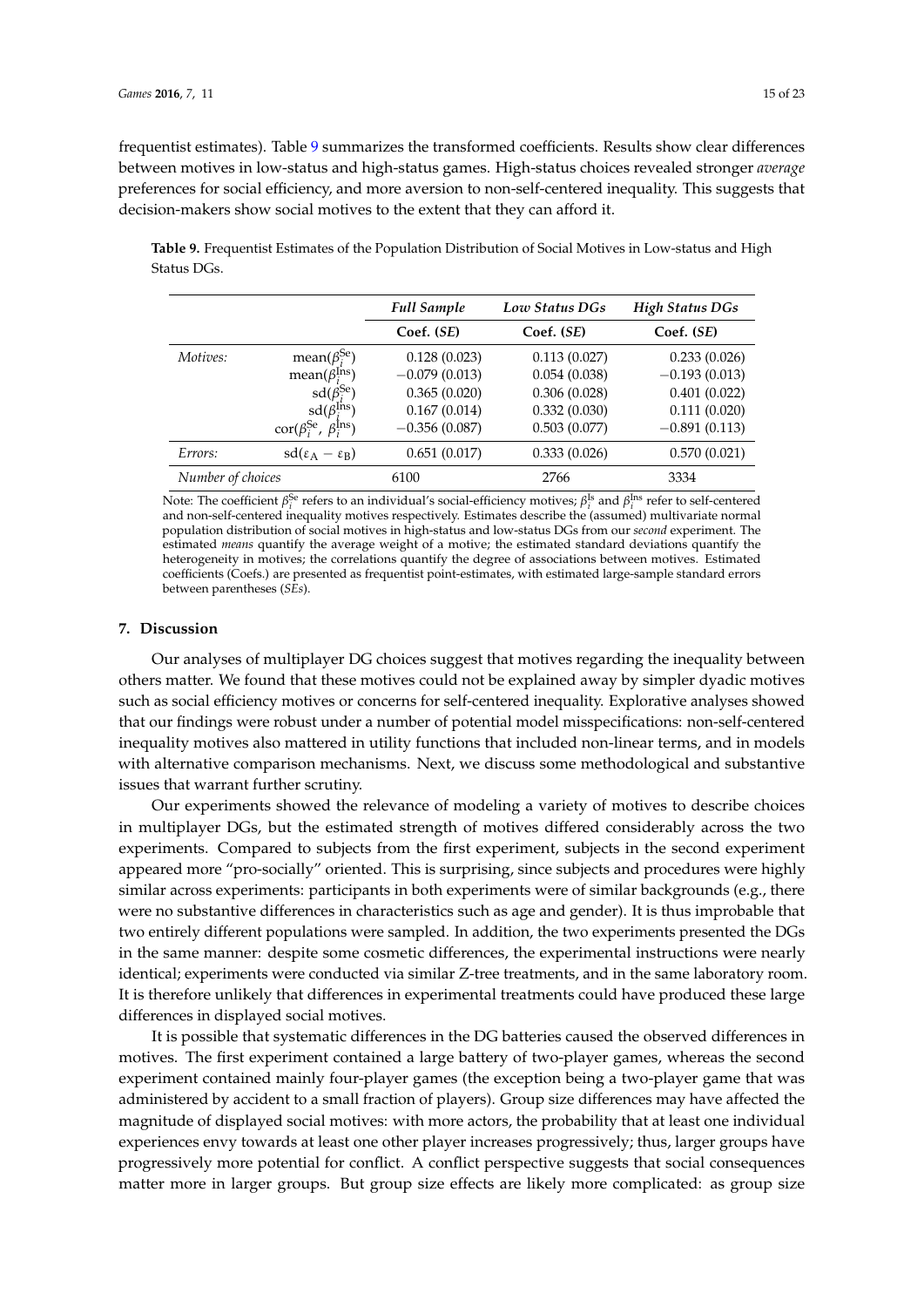frequentist estimates). Table 9 summarizes the transformed coefficients. Results show clear differences between motives in low-status and high-status games. High-status choices revealed stronger *average* preferences for social efficiency, and more aversion to non-self-centered inequality. This suggests that decision-makers show social motives to the extent that they can afford it.

**Table 9.** Frequentist Estimates of the Population Distribution of Social Motives in Low-status and High Status DGs.

| | | *Full Sample* | *Low Status DGs* | *High Status DGs* |
|---|---|---|---|---|
| | | **Coef. (*SE*)** | **Coef. (*SE*)** | **Coef. (*SE*)** |
| *Motives:* | $\text{mean}(\beta_i^{\text{Se}})$ | 0.128 (0.023) | 0.113 (0.027) | 0.233 (0.026) |
| | $\text{mean}(\beta_i^{\text{Ins}})$ | −0.079 (0.013) | 0.054 (0.038) | −0.193 (0.013) |
| | $\text{sd}(\beta_i^{\text{Se}})$ | 0.365 (0.020) | 0.306 (0.028) | 0.401 (0.022) |
| | $\text{sd}(\beta_i^{\text{Ins}})$ | 0.167 (0.014) | 0.332 (0.030) | 0.111 (0.020) |
| | $\text{cor}(\beta_i^{\text{Se}},\ \beta_i^{\text{Ins}})$ | −0.356 (0.087) | 0.503 (0.077) | −0.891 (0.113) |
| *Errors:* | $\text{sd}(\varepsilon_{\text{A}} - \varepsilon_{\text{B}})$ | 0.651 (0.017) | 0.333 (0.026) | 0.570 (0.021) |
| *Number of choices* | | 6100 | 2766 | 3334 |

Note: The coefficient $\beta_i^{\text{Se}}$ refers to an individual's social-efficiency motives; $\beta_i^{\text{Is}}$ and $\beta_i^{\text{Ins}}$ refer to self-centered and non-self-centered inequality motives respectively. Estimates describe the (assumed) multivariate normal population distribution of social motives in high-status and low-status DGs from our *second* experiment. The estimated *means* quantify the average weight of a motive; the estimated standard deviations quantify the heterogeneity in motives; the correlations quantify the degree of associations between motives. Estimated coefficients (Coefs.) are presented as frequentist point-estimates, with estimated large-sample standard errors between parentheses (*SEs*).

## 7. Discussion

Our analyses of multiplayer DG choices suggest that motives regarding the inequality between others matter. We found that these motives could not be explained away by simpler dyadic motives such as social efficiency motives or concerns for self-centered inequality. Explorative analyses showed that our findings were robust under a number of potential model misspecifications: non-self-centered inequality motives also mattered in utility functions that included non-linear terms, and in models with alternative comparison mechanisms. Next, we discuss some methodological and substantive issues that warrant further scrutiny.

Our experiments showed the relevance of modeling a variety of motives to describe choices in multiplayer DGs, but the estimated strength of motives differed considerably across the two experiments. Compared to subjects from the first experiment, subjects in the second experiment appeared more "pro-socially" oriented. This is surprising, since subjects and procedures were highly similar across experiments: participants in both experiments were of similar backgrounds (e.g., there were no substantive differences in characteristics such as age and gender). It is thus improbable that two entirely different populations were sampled. In addition, the two experiments presented the DGs in the same manner: despite some cosmetic differences, the experimental instructions were nearly identical; experiments were conducted via similar Z-tree treatments, and in the same laboratory room. It is therefore unlikely that differences in experimental treatments could have produced these large differences in displayed social motives.

It is possible that systematic differences in the DG batteries caused the observed differences in motives. The first experiment contained a large battery of two-player games, whereas the second experiment contained mainly four-player games (the exception being a two-player game that was administered by accident to a small fraction of players). Group size differences may have affected the magnitude of displayed social motives: with more actors, the probability that at least one individual experiences envy towards at least one other player increases progressively; thus, larger groups have progressively more potential for conflict. A conflict perspective suggests that social consequences matter more in larger groups. But group size effects are likely more complicated: as group size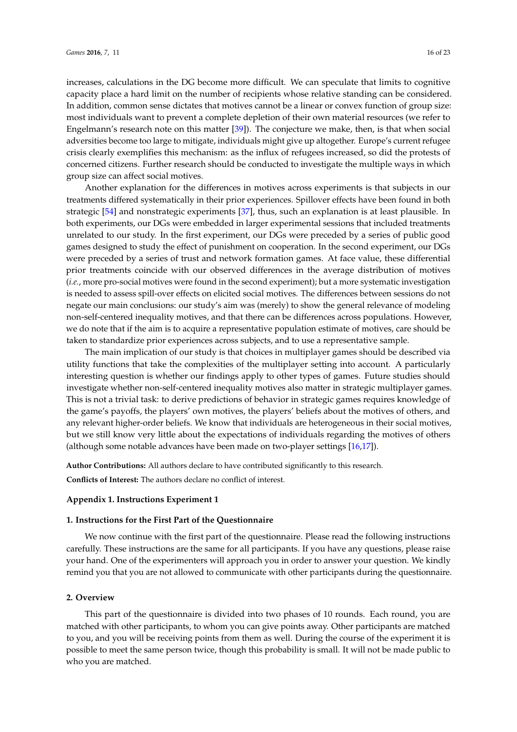increases, calculations in the DG become more difficult. We can speculate that limits to cognitive capacity place a hard limit on the number of recipients whose relative standing can be considered. In addition, common sense dictates that motives cannot be a linear or convex function of group size: most individuals want to prevent a complete depletion of their own material resources (we refer to Engelmann's research note on this matter [39]). The conjecture we make, then, is that when social adversities become too large to mitigate, individuals might give up altogether. Europe's current refugee crisis clearly exemplifies this mechanism: as the influx of refugees increased, so did the protests of concerned citizens. Further research should be conducted to investigate the multiple ways in which group size can affect social motives.

Another explanation for the differences in motives across experiments is that subjects in our treatments differed systematically in their prior experiences. Spillover effects have been found in both strategic [54] and nonstrategic experiments [37], thus, such an explanation is at least plausible. In both experiments, our DGs were embedded in larger experimental sessions that included treatments unrelated to our study. In the first experiment, our DGs were preceded by a series of public good games designed to study the effect of punishment on cooperation. In the second experiment, our DGs were preceded by a series of trust and network formation games. At face value, these differential prior treatments coincide with our observed differences in the average distribution of motives (*i.e.*, more pro-social motives were found in the second experiment); but a more systematic investigation is needed to assess spill-over effects on elicited social motives. The differences between sessions do not negate our main conclusions: our study's aim was (merely) to show the general relevance of modeling non-self-centered inequality motives, and that there can be differences across populations. However, we do note that if the aim is to acquire a representative population estimate of motives, care should be taken to standardize prior experiences across subjects, and to use a representative sample.

The main implication of our study is that choices in multiplayer games should be described via utility functions that take the complexities of the multiplayer setting into account. A particularly interesting question is whether our findings apply to other types of games. Future studies should investigate whether non-self-centered inequality motives also matter in strategic multiplayer games. This is not a trivial task: to derive predictions of behavior in strategic games requires knowledge of the game's payoffs, the players' own motives, the players' beliefs about the motives of others, and any relevant higher-order beliefs. We know that individuals are heterogeneous in their social motives, but we still know very little about the expectations of individuals regarding the motives of others (although some notable advances have been made on two-player settings [16,17]).

**Author Contributions:** All authors declare to have contributed significantly to this research.

**Conflicts of Interest:** The authors declare no conflict of interest.

## Appendix 1. Instructions Experiment 1

### 1. Instructions for the First Part of the Questionnaire

We now continue with the first part of the questionnaire. Please read the following instructions carefully. These instructions are the same for all participants. If you have any questions, please raise your hand. One of the experimenters will approach you in order to answer your question. We kindly remind you that you are not allowed to communicate with other participants during the questionnaire.

### 2. Overview

This part of the questionnaire is divided into two phases of 10 rounds. Each round, you are matched with other participants, to whom you can give points away. Other participants are matched to you, and you will be receiving points from them as well. During the course of the experiment it is possible to meet the same person twice, though this probability is small. It will not be made public to who you are matched.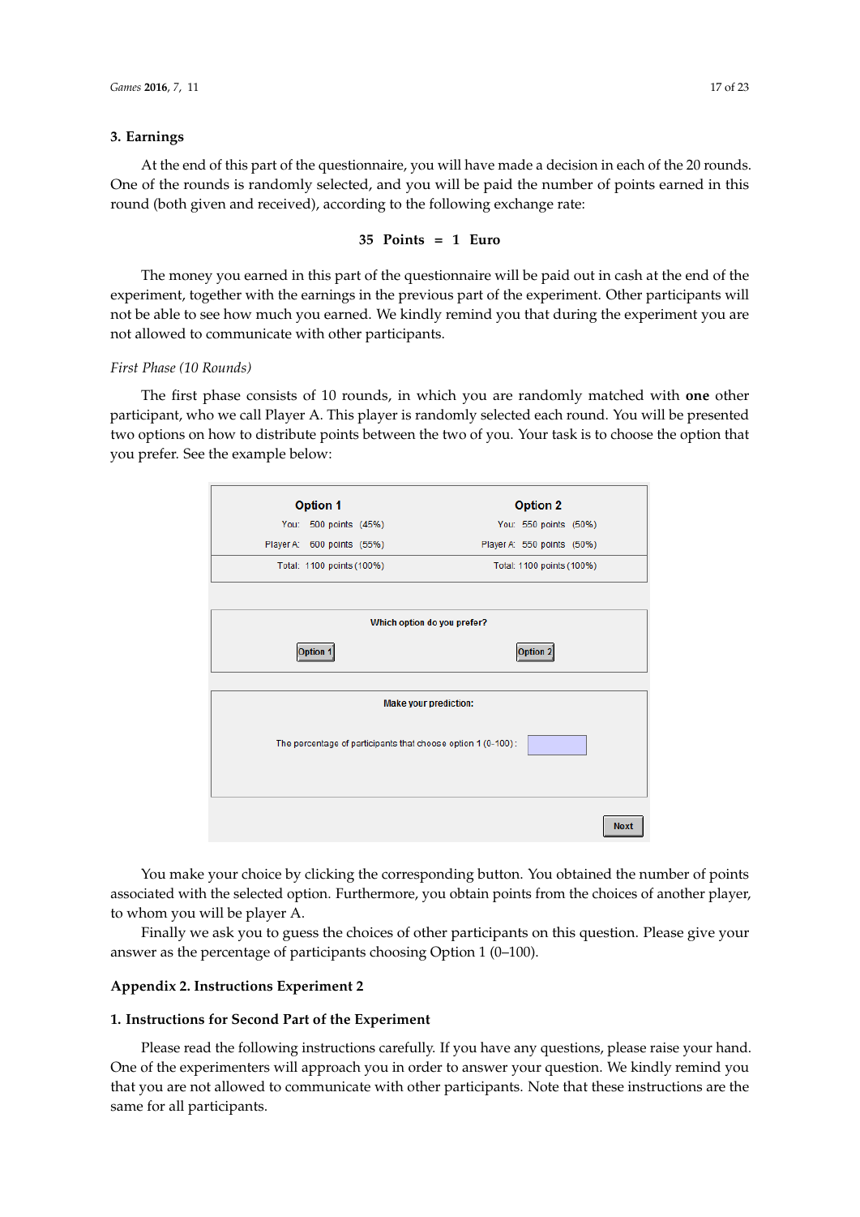### 3. Earnings

At the end of this part of the questionnaire, you will have made a decision in each of the 20 rounds. One of the rounds is randomly selected, and you will be paid the number of points earned in this round (both given and received), according to the following exchange rate:

**35 Points = 1 Euro**

The money you earned in this part of the questionnaire will be paid out in cash at the end of the experiment, together with the earnings in the previous part of the experiment. Other participants will not be able to see how much you earned. We kindly remind you that during the experiment you are not allowed to communicate with other participants.

*First Phase (10 Rounds)*

The first phase consists of 10 rounds, in which you are randomly matched with **one** other participant, who we call Player A. This player is randomly selected each round. You will be presented two options on how to distribute points between the two of you. Your task is to choose the option that you prefer. See the example below:

| Option 1 | Option 2 |
|---|---|
| You: 500 points (45%) | You: 550 points (50%) |
| Player A: 600 points (55%) | Player A: 550 points (50%) |
| Total: 1100 points (100%) | Total: 1100 points (100%) |

Which option do you prefer?

[Option 1] [Option 2]

Make your prediction:

The percentage of participants that choose option 1 (0–100): [ ]

[Next]

You make your choice by clicking the corresponding button. You obtained the number of points associated with the selected option. Furthermore, you obtain points from the choices of another player, to whom you will be player A.

Finally we ask you to guess the choices of other participants on this question. Please give your answer as the percentage of participants choosing Option 1 (0–100).

## Appendix 2. Instructions Experiment 2

### 1. Instructions for Second Part of the Experiment

Please read the following instructions carefully. If you have any questions, please raise your hand. One of the experimenters will approach you in order to answer your question. We kindly remind you that you are not allowed to communicate with other participants. Note that these instructions are the same for all participants.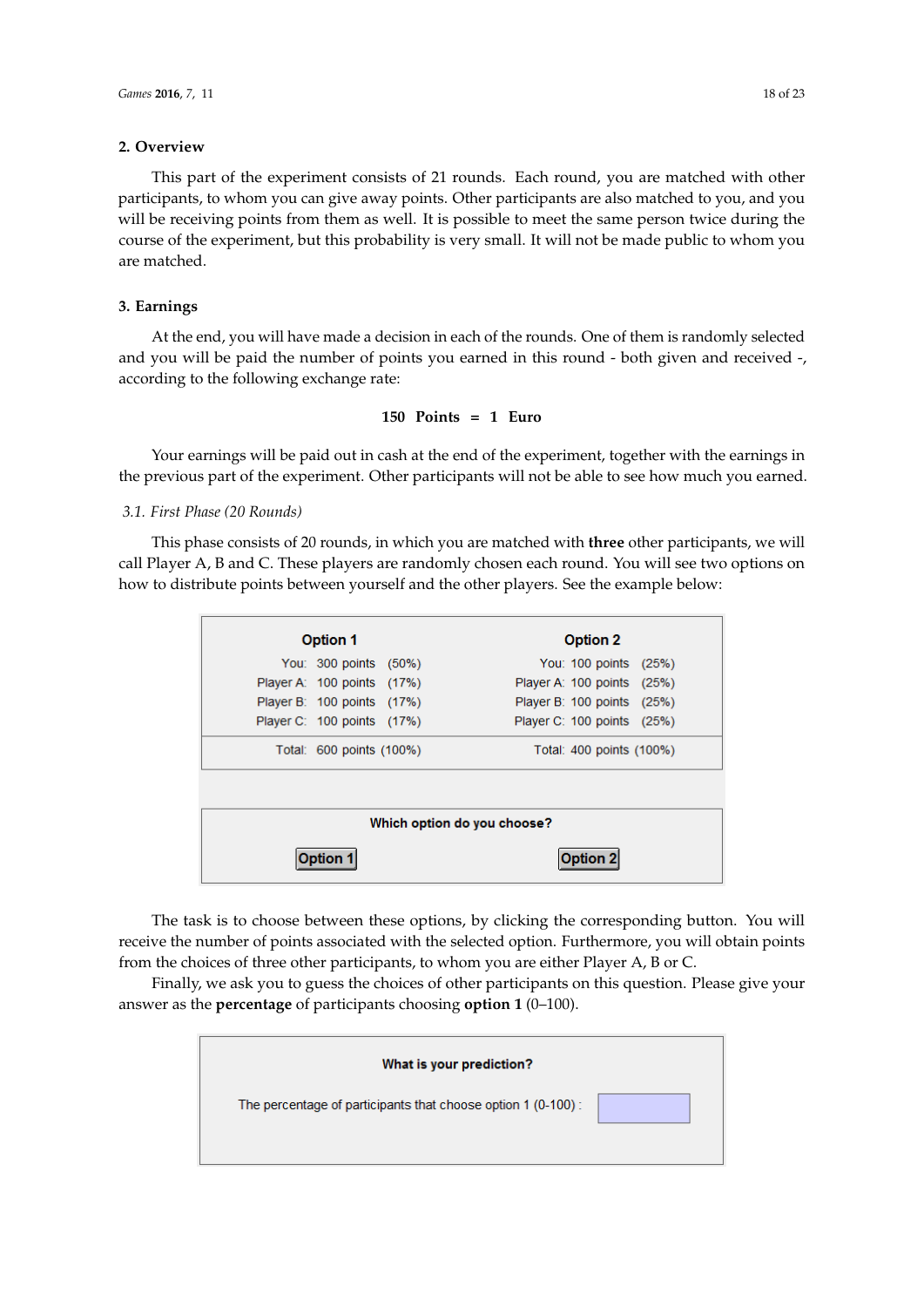## 2. Overview

This part of the experiment consists of 21 rounds. Each round, you are matched with other participants, to whom you can give away points. Other participants are also matched to you, and you will be receiving points from them as well. It is possible to meet the same person twice during the course of the experiment, but this probability is very small. It will not be made public to whom you are matched.

## 3. Earnings

At the end, you will have made a decision in each of the rounds. One of them is randomly selected and you will be paid the number of points you earned in this round - both given and received -, according to the following exchange rate:

**150 Points = 1 Euro**

Your earnings will be paid out in cash at the end of the experiment, together with the earnings in the previous part of the experiment. Other participants will not be able to see how much you earned.

### *3.1. First Phase (20 Rounds)*

This phase consists of 20 rounds, in which you are matched with **three** other participants, we will call Player A, B and C. These players are randomly chosen each round. You will see two options on how to distribute points between yourself and the other players. See the example below:

| | Option 1 | | Option 2 |
|---|---|---|---|
| You: | 300 points (50%) | You: | 100 points (25%) |
| Player A: | 100 points (17%) | Player A: | 100 points (25%) |
| Player B: | 100 points (17%) | Player B: | 100 points (25%) |
| Player C: | 100 points (17%) | Player C: | 100 points (25%) |
| Total: | 600 points (100%) | Total: | 400 points (100%) |

**Which option do you choose?**

Option 1 Option 2

The task is to choose between these options, by clicking the corresponding button. You will receive the number of points associated with the selected option. Furthermore, you will obtain points from the choices of three other participants, to whom you are either Player A, B or C.

Finally, we ask you to guess the choices of other participants on this question. Please give your answer as the **percentage** of participants choosing **option 1** (0–100).

**What is your prediction?**

The percentage of participants that choose option 1 (0-100) :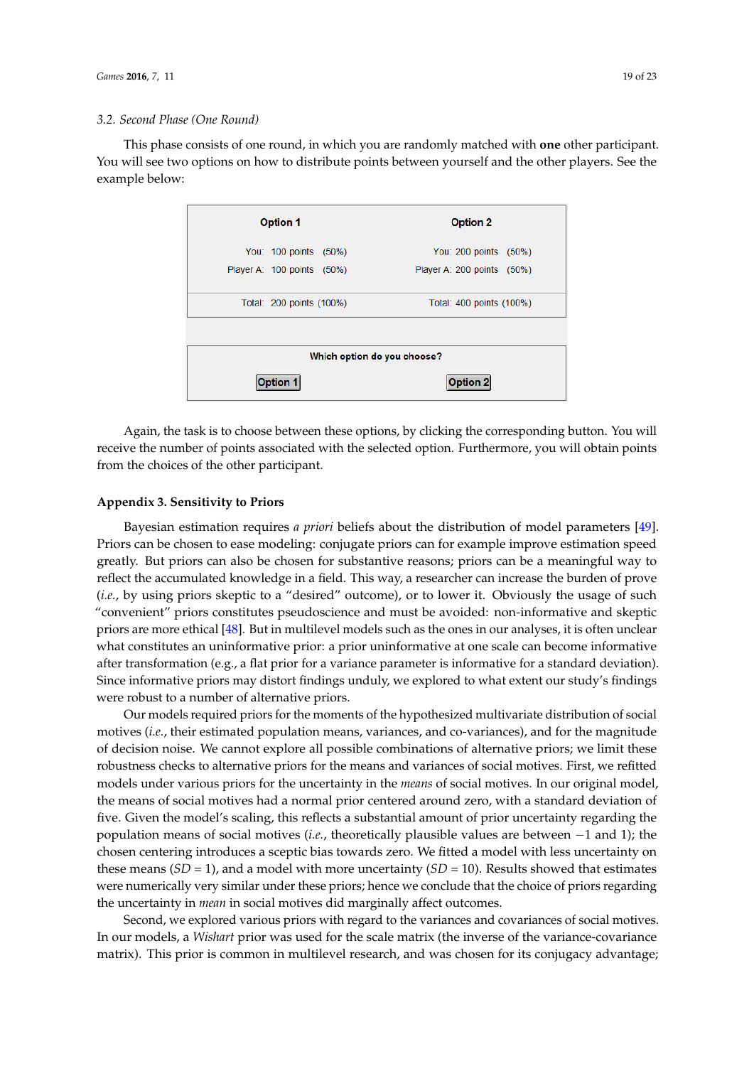### 3.2. Second Phase (One Round)

This phase consists of one round, in which you are randomly matched with **one** other participant. You will see two options on how to distribute points between yourself and the other players. See the example below:

| Option 1 | Option 2 |
|---|---|
| You: 100 points (50%) | You: 200 points (50%) |
| Player A: 100 points (50%) | Player A: 200 points (50%) |
| Total: 200 points (100%) | Total: 400 points (100%) |

**Which option do you choose?**

Option 1 | Option 2

Again, the task is to choose between these options, by clicking the corresponding button. You will receive the number of points associated with the selected option. Furthermore, you will obtain points from the choices of the other participant.

## Appendix 3. Sensitivity to Priors

Bayesian estimation requires *a priori* beliefs about the distribution of model parameters [49]. Priors can be chosen to ease modeling: conjugate priors can for example improve estimation speed greatly. But priors can also be chosen for substantive reasons; priors can be a meaningful way to reflect the accumulated knowledge in a field. This way, a researcher can increase the burden of prove (*i.e.*, by using priors skeptic to a "desired" outcome), or to lower it. Obviously the usage of such "convenient" priors constitutes pseudoscience and must be avoided: non-informative and skeptic priors are more ethical [48]. But in multilevel models such as the ones in our analyses, it is often unclear what constitutes an uninformative prior: a prior uninformative at one scale can become informative after transformation (e.g., a flat prior for a variance parameter is informative for a standard deviation). Since informative priors may distort findings unduly, we explored to what extent our study's findings were robust to a number of alternative priors.

Our models required priors for the moments of the hypothesized multivariate distribution of social motives (*i.e.*, their estimated population means, variances, and co-variances), and for the magnitude of decision noise. We cannot explore all possible combinations of alternative priors; we limit these robustness checks to alternative priors for the means and variances of social motives. First, we refitted models under various priors for the uncertainty in the *means* of social motives. In our original model, the means of social motives had a normal prior centered around zero, with a standard deviation of five. Given the model's scaling, this reflects a substantial amount of prior uncertainty regarding the population means of social motives (*i.e.*, theoretically plausible values are between $-1$ and 1); the chosen centering introduces a sceptic bias towards zero. We fitted a model with less uncertainty on these means ($SD = 1$), and a model with more uncertainty ($SD = 10$). Results showed that estimates were numerically very similar under these priors; hence we conclude that the choice of priors regarding the uncertainty in *mean* in social motives did marginally affect outcomes.

Second, we explored various priors with regard to the variances and covariances of social motives. In our models, a *Wishart* prior was used for the scale matrix (the inverse of the variance-covariance matrix). This prior is common in multilevel research, and was chosen for its conjugacy advantage;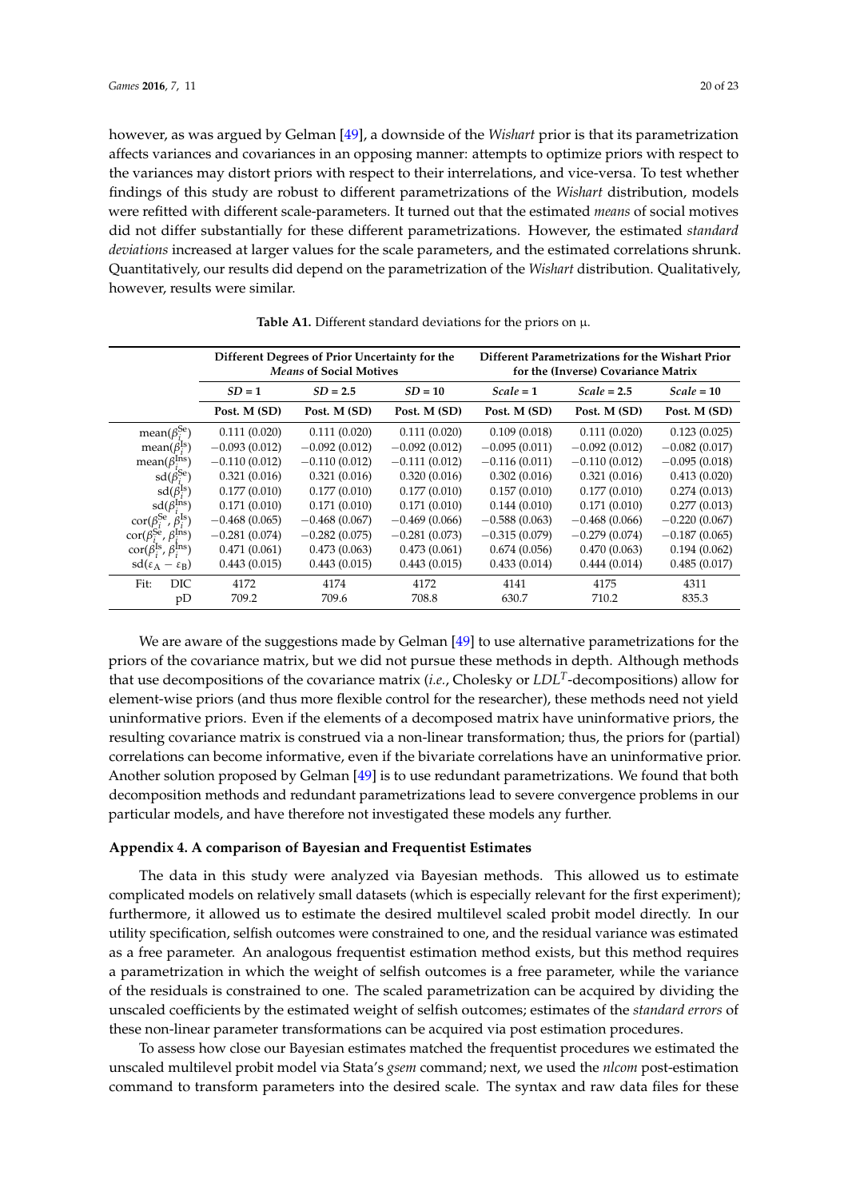however, as was argued by Gelman [49], a downside of the *Wishart* prior is that its parametrization affects variances and covariances in an opposing manner: attempts to optimize priors with respect to the variances may distort priors with respect to their interrelations, and vice-versa. To test whether findings of this study are robust to different parametrizations of the *Wishart* distribution, models were refitted with different scale-parameters. It turned out that the estimated *means* of social motives did not differ substantially for these different parametrizations. However, the estimated *standard deviations* increased at larger values for the scale parameters, and the estimated correlations shrunk. Quantitatively, our results did depend on the parametrization of the *Wishart* distribution. Qualitatively, however, results were similar.

**Table A1.** Different standard deviations for the priors on μ.

| | Different Degrees of Prior Uncertainty for the *Means* of Social Motives | | | Different Parametrizations for the Wishart Prior for the (Inverse) Covariance Matrix | | |
|---|---|---|---|---|---|---|
| | *SD* = 1 | *SD* = 2.5 | *SD* = 10 | *Scale* = 1 | *Scale* = 2.5 | *Scale* = 10 |
| | **Post. M (SD)** | **Post. M (SD)** | **Post. M (SD)** | **Post. M (SD)** | **Post. M (SD)** | **Post. M (SD)** |
| mean($\beta_i^{\text{Se}}$) | 0.111 (0.020) | 0.111 (0.020) | 0.111 (0.020) | 0.109 (0.018) | 0.111 (0.020) | 0.123 (0.025) |
| mean($\beta_i^{\text{Is}}$) | −0.093 (0.012) | −0.092 (0.012) | −0.092 (0.012) | −0.095 (0.011) | −0.092 (0.012) | −0.082 (0.017) |
| mean($\beta_i^{\text{Ins}}$) | −0.110 (0.012) | −0.110 (0.012) | −0.111 (0.012) | −0.116 (0.011) | −0.110 (0.012) | −0.095 (0.018) |
| sd($\beta_i^{\text{Se}}$) | 0.321 (0.016) | 0.321 (0.016) | 0.320 (0.016) | 0.302 (0.016) | 0.321 (0.016) | 0.413 (0.020) |
| sd($\beta_i^{\text{Is}}$) | 0.177 (0.010) | 0.177 (0.010) | 0.177 (0.010) | 0.157 (0.010) | 0.177 (0.010) | 0.274 (0.013) |
| sd($\beta_i^{\text{Ins}}$) | 0.171 (0.010) | 0.171 (0.010) | 0.171 (0.010) | 0.144 (0.010) | 0.171 (0.010) | 0.277 (0.013) |
| cor($\beta_i^{\text{Se}}$, $\beta_i^{\text{Is}}$) | −0.468 (0.065) | −0.468 (0.067) | −0.469 (0.066) | −0.588 (0.063) | −0.468 (0.066) | −0.220 (0.067) |
| cor($\beta_i^{\text{Se}}$, $\beta_i^{\text{Ins}}$) | −0.281 (0.074) | −0.282 (0.075) | −0.281 (0.073) | −0.315 (0.079) | −0.279 (0.074) | −0.187 (0.065) |
| cor($\beta_i^{\text{Is}}$, $\beta_i^{\text{Ins}}$) | 0.471 (0.061) | 0.473 (0.063) | 0.473 (0.061) | 0.674 (0.056) | 0.470 (0.063) | 0.194 (0.062) |
| sd($\varepsilon_A - \varepsilon_B$) | 0.443 (0.015) | 0.443 (0.015) | 0.443 (0.015) | 0.433 (0.014) | 0.444 (0.014) | 0.485 (0.017) |
| Fit: DIC | 4172 | 4174 | 4172 | 4141 | 4175 | 4311 |
| pD | 709.2 | 709.6 | 708.8 | 630.7 | 710.2 | 835.3 |

We are aware of the suggestions made by Gelman [49] to use alternative parametrizations for the priors of the covariance matrix, but we did not pursue these methods in depth. Although methods that use decompositions of the covariance matrix (*i.e.*, Cholesky or $LDL^T$-decompositions) allow for element-wise priors (and thus more flexible control for the researcher), these methods need not yield uninformative priors. Even if the elements of a decomposed matrix have uninformative priors, the resulting covariance matrix is construed via a non-linear transformation; thus, the priors for (partial) correlations can become informative, even if the bivariate correlations have an uninformative prior. Another solution proposed by Gelman [49] is to use redundant parametrizations. We found that both decomposition methods and redundant parametrizations lead to severe convergence problems in our particular models, and have therefore not investigated these models any further.

#### Appendix 4. A comparison of Bayesian and Frequentist Estimates

The data in this study were analyzed via Bayesian methods. This allowed us to estimate complicated models on relatively small datasets (which is especially relevant for the first experiment); furthermore, it allowed us to estimate the desired multilevel scaled probit model directly. In our utility specification, selfish outcomes were constrained to one, and the residual variance was estimated as a free parameter. An analogous frequentist estimation method exists, but this method requires a parametrization in which the weight of selfish outcomes is a free parameter, while the variance of the residuals is constrained to one. The scaled parametrization can be acquired by dividing the unscaled coefficients by the estimated weight of selfish outcomes; estimates of the *standard errors* of these non-linear parameter transformations can be acquired via post estimation procedures.

To assess how close our Bayesian estimates matched the frequentist procedures we estimated the unscaled multilevel probit model via Stata's *gsem* command; next, we used the *nlcom* post-estimation command to transform parameters into the desired scale. The syntax and raw data files for these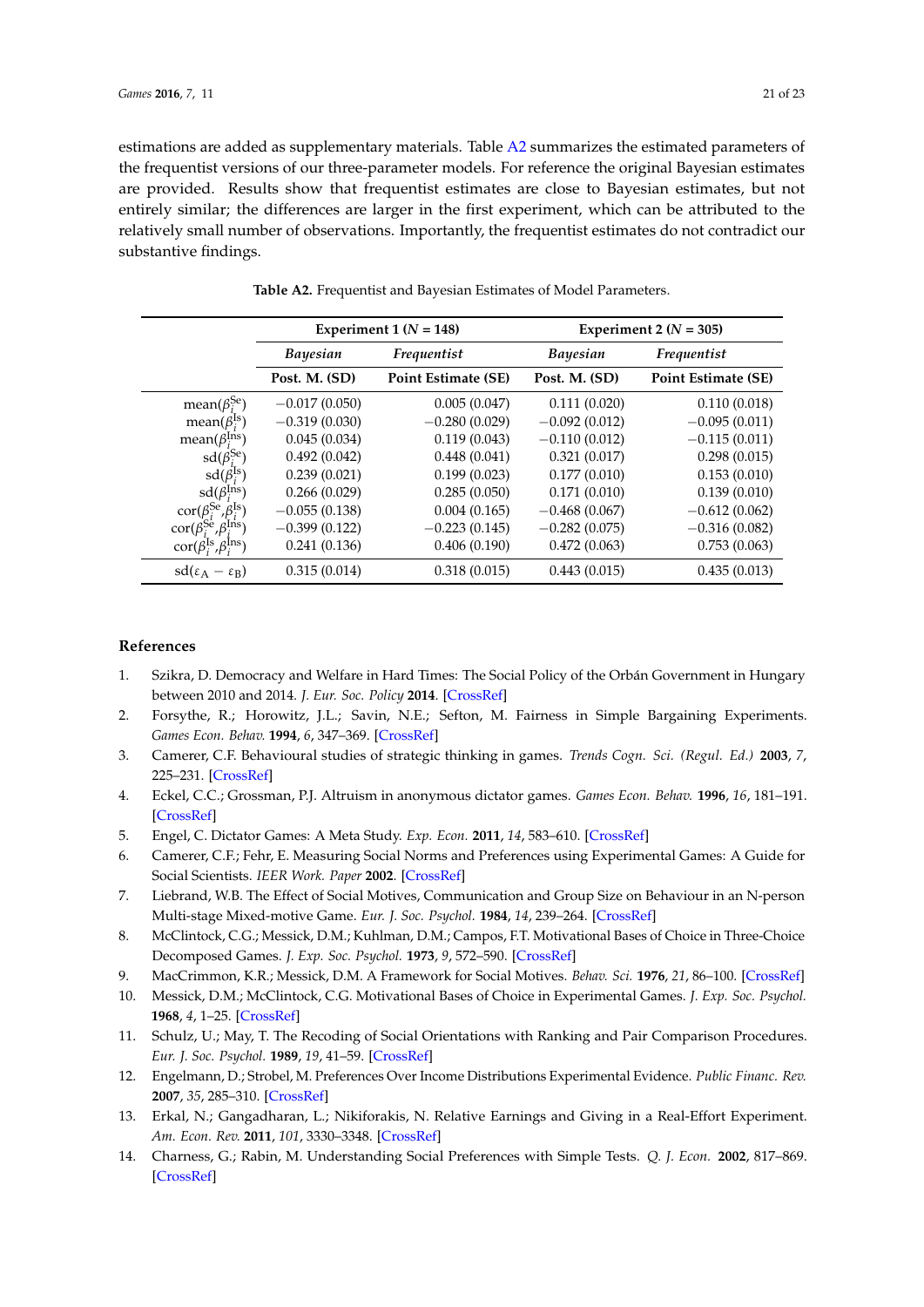estimations are added as supplementary materials. Table A2 summarizes the estimated parameters of the frequentist versions of our three-parameter models. For reference the original Bayesian estimates are provided. Results show that frequentist estimates are close to Bayesian estimates, but not entirely similar; the differences are larger in the first experiment, which can be attributed to the relatively small number of observations. Importantly, the frequentist estimates do not contradict our substantive findings.

**Table A2.** Frequentist and Bayesian Estimates of Model Parameters.

| | Experiment 1 ($N$ = 148) | | Experiment 2 ($N$ = 305) | |
|---|---|---|---|---|
| | *Bayesian* | *Frequentist* | *Bayesian* | *Frequentist* |
| | **Post. M. (SD)** | **Point Estimate (SE)** | **Post. M. (SD)** | **Point Estimate (SE)** |
| $\text{mean}(\beta_i^{\text{Se}})$ | −0.017 (0.050) | 0.005 (0.047) | 0.111 (0.020) | 0.110 (0.018) |
| $\text{mean}(\beta_i^{\text{Is}})$ | −0.319 (0.030) | −0.280 (0.029) | −0.092 (0.012) | −0.095 (0.011) |
| $\text{mean}(\beta_i^{\text{Ins}})$ | 0.045 (0.034) | 0.119 (0.043) | −0.110 (0.012) | −0.115 (0.011) |
| $\text{sd}(\beta_i^{\text{Se}})$ | 0.492 (0.042) | 0.448 (0.041) | 0.321 (0.017) | 0.298 (0.015) |
| $\text{sd}(\beta_i^{\text{Is}})$ | 0.239 (0.021) | 0.199 (0.023) | 0.177 (0.010) | 0.153 (0.010) |
| $\text{sd}(\beta_i^{\text{Ins}})$ | 0.266 (0.029) | 0.285 (0.050) | 0.171 (0.010) | 0.139 (0.010) |
| $\text{cor}(\beta_i^{\text{Se}},\beta_i^{\text{Is}})$ | −0.055 (0.138) | 0.004 (0.165) | −0.468 (0.067) | −0.612 (0.062) |
| $\text{cor}(\beta_i^{\text{Se}},\beta_i^{\text{Ins}})$ | −0.399 (0.122) | −0.223 (0.145) | −0.282 (0.075) | −0.316 (0.082) |
| $\text{cor}(\beta_i^{\text{Is}},\beta_i^{\text{Ins}})$ | 0.241 (0.136) | 0.406 (0.190) | 0.472 (0.063) | 0.753 (0.063) |
| $\text{sd}(\varepsilon_{\text{A}} - \varepsilon_{\text{B}})$ | 0.315 (0.014) | 0.318 (0.015) | 0.443 (0.015) | 0.435 (0.013) |

## References

1. Szikra, D. Democracy and Welfare in Hard Times: The Social Policy of the Orbán Government in Hungary between 2010 and 2014. *J. Eur. Soc. Policy* **2014**. [CrossRef]
2. Forsythe, R.; Horowitz, J.L.; Savin, N.E.; Sefton, M. Fairness in Simple Bargaining Experiments. *Games Econ. Behav.* **1994**, *6*, 347–369. [CrossRef]
3. Camerer, C.F. Behavioural studies of strategic thinking in games. *Trends Cogn. Sci. (Regul. Ed.)* **2003**, *7*, 225–231. [CrossRef]
4. Eckel, C.C.; Grossman, P.J. Altruism in anonymous dictator games. *Games Econ. Behav.* **1996**, *16*, 181–191. [CrossRef]
5. Engel, C. Dictator Games: A Meta Study. *Exp. Econ.* **2011**, *14*, 583–610. [CrossRef]
6. Camerer, C.F.; Fehr, E. Measuring Social Norms and Preferences using Experimental Games: A Guide for Social Scientists. *IEER Work. Paper* **2002**. [CrossRef]
7. Liebrand, W.B. The Effect of Social Motives, Communication and Group Size on Behaviour in an N-person Multi-stage Mixed-motive Game. *Eur. J. Soc. Psychol.* **1984**, *14*, 239–264. [CrossRef]
8. McClintock, C.G.; Messick, D.M.; Kuhlman, D.M.; Campos, F.T. Motivational Bases of Choice in Three-Choice Decomposed Games. *J. Exp. Soc. Psychol.* **1973**, *9*, 572–590. [CrossRef]
9. MacCrimmon, K.R.; Messick, D.M. A Framework for Social Motives. *Behav. Sci.* **1976**, *21*, 86–100. [CrossRef]
10. Messick, D.M.; McClintock, C.G. Motivational Bases of Choice in Experimental Games. *J. Exp. Soc. Psychol.* **1968**, *4*, 1–25. [CrossRef]
11. Schulz, U.; May, T. The Recoding of Social Orientations with Ranking and Pair Comparison Procedures. *Eur. J. Soc. Psychol.* **1989**, *19*, 41–59. [CrossRef]
12. Engelmann, D.; Strobel, M. Preferences Over Income Distributions Experimental Evidence. *Public Financ. Rev.* **2007**, *35*, 285–310. [CrossRef]
13. Erkal, N.; Gangadharan, L.; Nikiforakis, N. Relative Earnings and Giving in a Real-Effort Experiment. *Am. Econ. Rev.* **2011**, *101*, 3330–3348. [CrossRef]
14. Charness, G.; Rabin, M. Understanding Social Preferences with Simple Tests. *Q. J. Econ.* **2002**, 817–869. [CrossRef]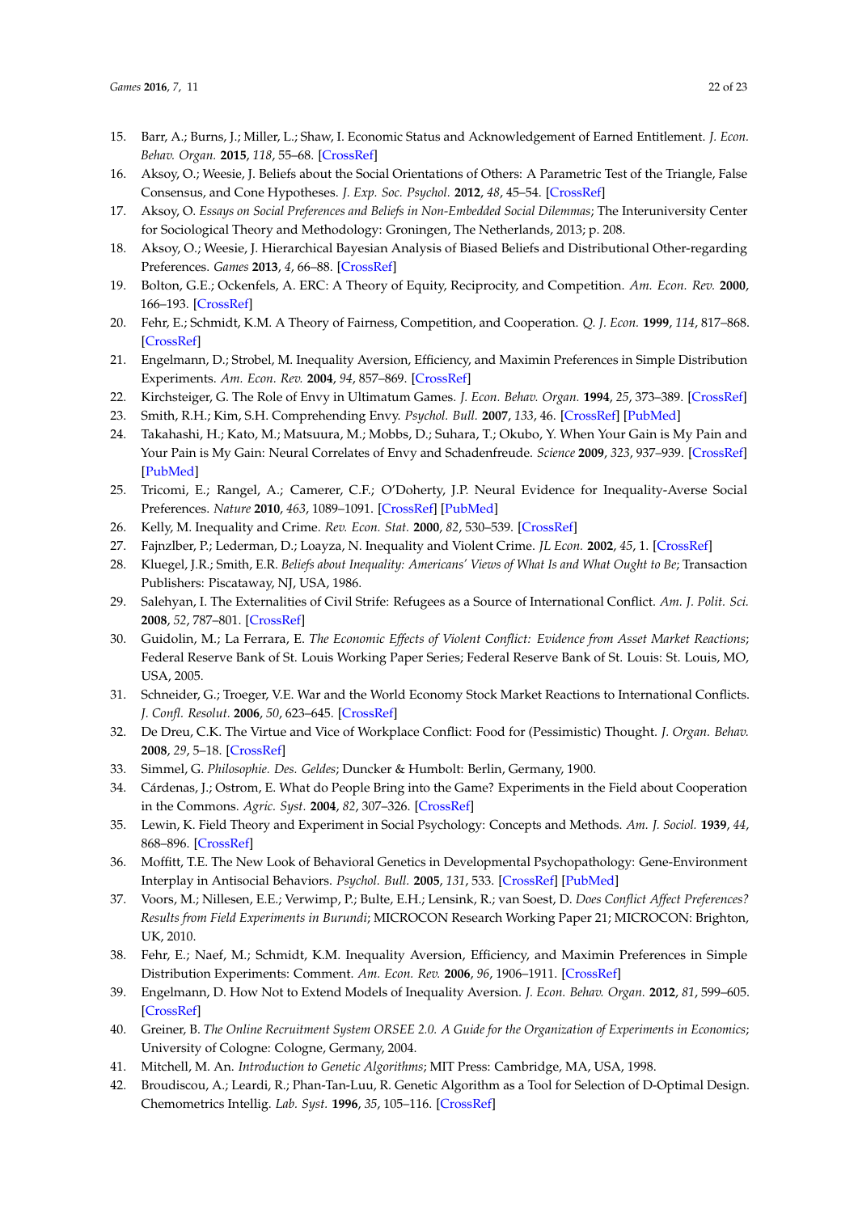15. Barr, A.; Burns, J.; Miller, L.; Shaw, I. Economic Status and Acknowledgement of Earned Entitlement. *J. Econ. Behav. Organ.* **2015**, *118*, 55–68. [CrossRef]
16. Aksoy, O.; Weesie, J. Beliefs about the Social Orientations of Others: A Parametric Test of the Triangle, False Consensus, and Cone Hypotheses. *J. Exp. Soc. Psychol.* **2012**, *48*, 45–54. [CrossRef]
17. Aksoy, O. *Essays on Social Preferences and Beliefs in Non-Embedded Social Dilemmas*; The Interuniversity Center for Sociological Theory and Methodology: Groningen, The Netherlands, 2013; p. 208.
18. Aksoy, O.; Weesie, J. Hierarchical Bayesian Analysis of Biased Beliefs and Distributional Other-regarding Preferences. *Games* **2013**, *4*, 66–88. [CrossRef]
19. Bolton, G.E.; Ockenfels, A. ERC: A Theory of Equity, Reciprocity, and Competition. *Am. Econ. Rev.* **2000**, 166–193. [CrossRef]
20. Fehr, E.; Schmidt, K.M. A Theory of Fairness, Competition, and Cooperation. *Q. J. Econ.* **1999**, *114*, 817–868. [CrossRef]
21. Engelmann, D.; Strobel, M. Inequality Aversion, Efficiency, and Maximin Preferences in Simple Distribution Experiments. *Am. Econ. Rev.* **2004**, *94*, 857–869. [CrossRef]
22. Kirchsteiger, G. The Role of Envy in Ultimatum Games. *J. Econ. Behav. Organ.* **1994**, *25*, 373–389. [CrossRef]
23. Smith, R.H.; Kim, S.H. Comprehending Envy. *Psychol. Bull.* **2007**, *133*, 46. [CrossRef] [PubMed]
24. Takahashi, H.; Kato, M.; Matsuura, M.; Mobbs, D.; Suhara, T.; Okubo, Y. When Your Gain is My Pain and Your Pain is My Gain: Neural Correlates of Envy and Schadenfreude. *Science* **2009**, *323*, 937–939. [CrossRef] [PubMed]
25. Tricomi, E.; Rangel, A.; Camerer, C.F.; O'Doherty, J.P. Neural Evidence for Inequality-Averse Social Preferences. *Nature* **2010**, *463*, 1089–1091. [CrossRef] [PubMed]
26. Kelly, M. Inequality and Crime. *Rev. Econ. Stat.* **2000**, *82*, 530–539. [CrossRef]
27. Fajnzlber, P.; Lederman, D.; Loayza, N. Inequality and Violent Crime. *JL Econ.* **2002**, *45*, 1. [CrossRef]
28. Kluegel, J.R.; Smith, E.R. *Beliefs about Inequality: Americans' Views of What Is and What Ought to Be*; Transaction Publishers: Piscataway, NJ, USA, 1986.
29. Salehyan, I. The Externalities of Civil Strife: Refugees as a Source of International Conflict. *Am. J. Polit. Sci.* **2008**, *52*, 787–801. [CrossRef]
30. Guidolin, M.; La Ferrara, E. *The Economic Effects of Violent Conflict: Evidence from Asset Market Reactions*; Federal Reserve Bank of St. Louis Working Paper Series; Federal Reserve Bank of St. Louis: St. Louis, MO, USA, 2005.
31. Schneider, G.; Troeger, V.E. War and the World Economy Stock Market Reactions to International Conflicts. *J. Confl. Resolut.* **2006**, *50*, 623–645. [CrossRef]
32. De Dreu, C.K. The Virtue and Vice of Workplace Conflict: Food for (Pessimistic) Thought. *J. Organ. Behav.* **2008**, *29*, 5–18. [CrossRef]
33. Simmel, G. *Philosophie. Des. Geldes*; Duncker & Humbolt: Berlin, Germany, 1900.
34. Cárdenas, J.; Ostrom, E. What do People Bring into the Game? Experiments in the Field about Cooperation in the Commons. *Agric. Syst.* **2004**, *82*, 307–326. [CrossRef]
35. Lewin, K. Field Theory and Experiment in Social Psychology: Concepts and Methods. *Am. J. Sociol.* **1939**, *44*, 868–896. [CrossRef]
36. Moffitt, T.E. The New Look of Behavioral Genetics in Developmental Psychopathology: Gene-Environment Interplay in Antisocial Behaviors. *Psychol. Bull.* **2005**, *131*, 533. [CrossRef] [PubMed]
37. Voors, M.; Nillesen, E.E.; Verwimp, P.; Bulte, E.H.; Lensink, R.; van Soest, D. *Does Conflict Affect Preferences? Results from Field Experiments in Burundi*; MICROCON Research Working Paper 21; MICROCON: Brighton, UK, 2010.
38. Fehr, E.; Naef, M.; Schmidt, K.M. Inequality Aversion, Efficiency, and Maximin Preferences in Simple Distribution Experiments: Comment. *Am. Econ. Rev.* **2006**, *96*, 1906–1911. [CrossRef]
39. Engelmann, D. How Not to Extend Models of Inequality Aversion. *J. Econ. Behav. Organ.* **2012**, *81*, 599–605. [CrossRef]
40. Greiner, B. *The Online Recruitment System ORSEE 2.0. A Guide for the Organization of Experiments in Economics*; University of Cologne: Cologne, Germany, 2004.
41. Mitchell, M. An. *Introduction to Genetic Algorithms*; MIT Press: Cambridge, MA, USA, 1998.
42. Broudiscou, A.; Leardi, R.; Phan-Tan-Luu, R. Genetic Algorithm as a Tool for Selection of D-Optimal Design. Chemometrics Intellig. *Lab. Syst.* **1996**, *35*, 105–116. [CrossRef]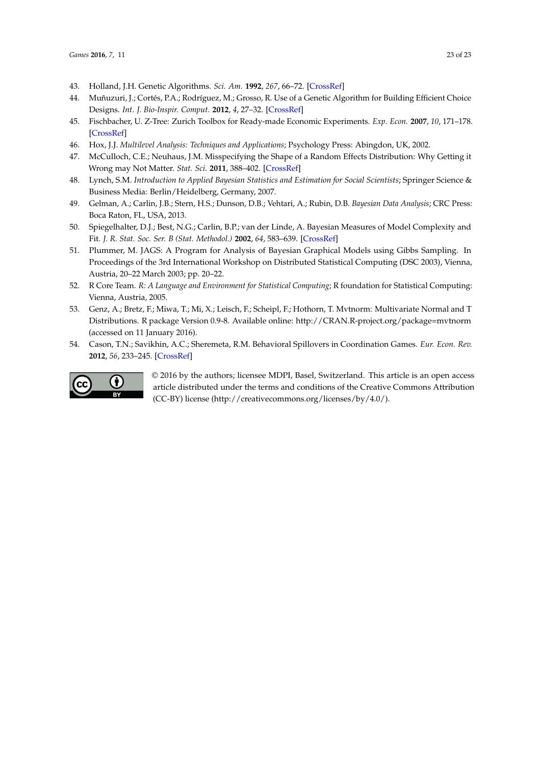43. Holland, J.H. Genetic Algorithms. *Sci. Am.* **1992**, *267*, 66–72. [CrossRef]
44. Muñuzuri, J.; Cortés, P.A.; Rodríguez, M.; Grosso, R. Use of a Genetic Algorithm for Building Efficient Choice Designs. *Int. J. Bio-Inspir. Comput.* **2012**, *4*, 27–32. [CrossRef]
45. Fischbacher, U. Z-Tree: Zurich Toolbox for Ready-made Economic Experiments. *Exp. Econ.* **2007**, *10*, 171–178. [CrossRef]
46. Hox, J.J. *Multilevel Analysis: Techniques and Applications*; Psychology Press: Abingdon, UK, 2002.
47. McCulloch, C.E.; Neuhaus, J.M. Misspecifying the Shape of a Random Effects Distribution: Why Getting it Wrong may Not Matter. *Stat. Sci.* **2011**, 388–402. [CrossRef]
48. Lynch, S.M. *Introduction to Applied Bayesian Statistics and Estimation for Social Scientists*; Springer Science & Business Media: Berlin/Heidelberg, Germany, 2007.
49. Gelman, A.; Carlin, J.B.; Stern, H.S.; Dunson, D.B.; Vehtari, A.; Rubin, D.B. *Bayesian Data Analysis*; CRC Press: Boca Raton, FL, USA, 2013.
50. Spiegelhalter, D.J.; Best, N.G.; Carlin, B.P.; van der Linde, A. Bayesian Measures of Model Complexity and Fit. *J. R. Stat. Soc. Ser. B (Stat. Methodol.)* **2002**, *64*, 583–639. [CrossRef]
51. Plummer, M. JAGS: A Program for Analysis of Bayesian Graphical Models using Gibbs Sampling. In Proceedings of the 3rd International Workshop on Distributed Statistical Computing (DSC 2003), Vienna, Austria, 20–22 March 2003; pp. 20–22.
52. R Core Team. *R: A Language and Environment for Statistical Computing*; R foundation for Statistical Computing: Vienna, Austria, 2005.
53. Genz, A.; Bretz, F.; Miwa, T.; Mi, X.; Leisch, F.; Scheipl, F.; Hothorn, T. Mvtnorm: Multivariate Normal and T Distributions. R package Version 0.9-8. Available online: http://CRAN.R-project.org/package=mvtnorm (accessed on 11 January 2016).
54. Cason, T.N.; Savikhin, A.C.; Sheremeta, R.M. Behavioral Spillovers in Coordination Games. *Eur. Econ. Rev.* **2012**, *56*, 233–245. [CrossRef]

© 2016 by the authors; licensee MDPI, Basel, Switzerland. This article is an open access article distributed under the terms and conditions of the Creative Commons Attribution (CC-BY) license (http://creativecommons.org/licenses/by/4.0/).